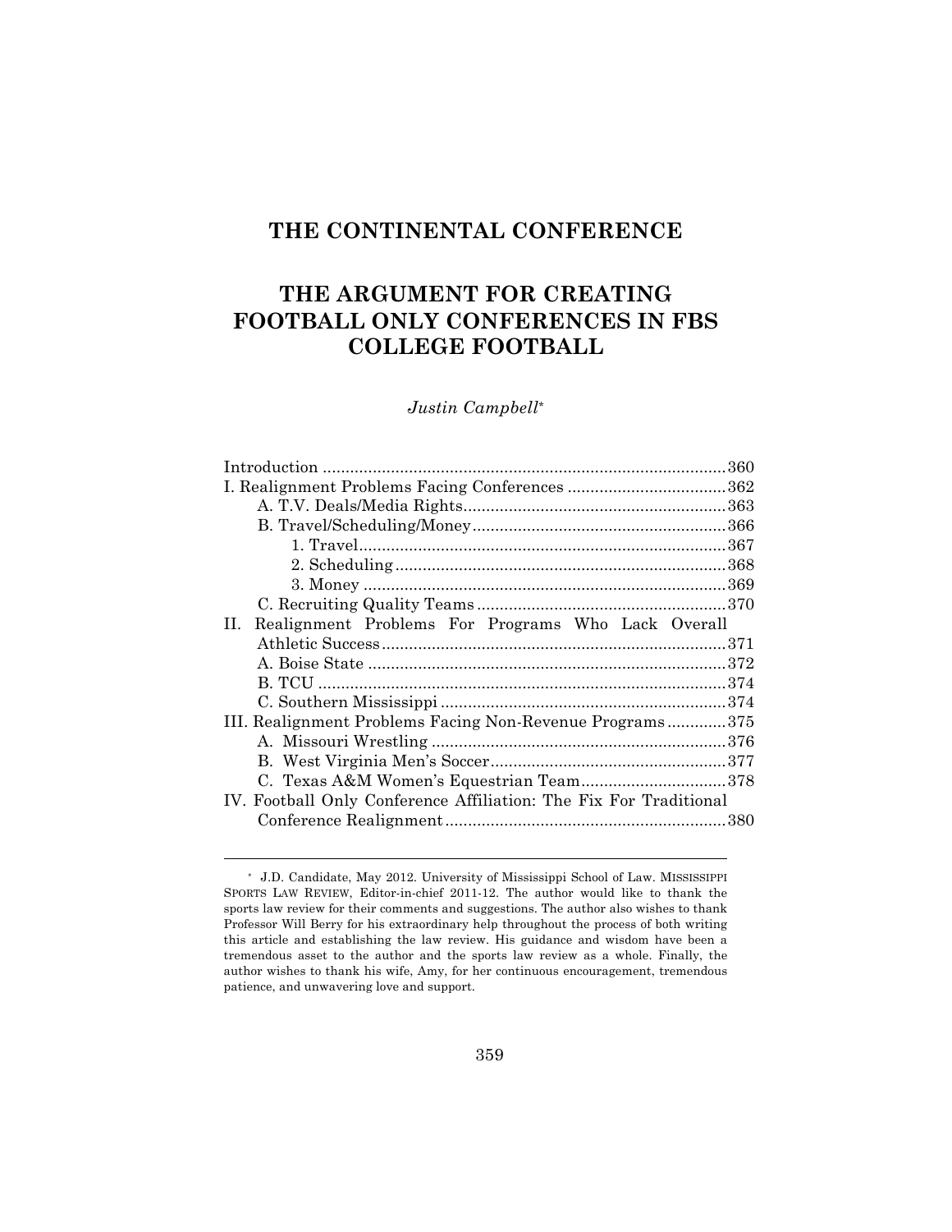# THE CONTINENTAL CONFERENCE

# THE ARGUMENT FOR CREATING FOOTBALL ONLY CONFERENCES IN FBS COLLEGE FOOTBALL

*Justin Campbell\**

| | |
|---|---|
| Introduction | 360 |
| I. Realignment Problems Facing Conferences | 362 |
| A. T.V. Deals/Media Rights | 363 |
| B. Travel/Scheduling/Money | 366 |
| 1. Travel | 367 |
| 2. Scheduling | 368 |
| 3. Money | 369 |
| C. Recruiting Quality Teams | 370 |
| II. Realignment Problems For Programs Who Lack Overall Athletic Success | 371 |
| A. Boise State | 372 |
| B. TCU | 374 |
| C. Southern Mississippi | 374 |
| III. Realignment Problems Facing Non-Revenue Programs | 375 |
| A. Missouri Wrestling | 376 |
| B. West Virginia Men's Soccer | 377 |
| C. Texas A&M Women's Equestrian Team | 378 |
| IV. Football Only Conference Affiliation: The Fix For Traditional Conference Realignment | 380 |

---

\* J.D. Candidate, May 2012. University of Mississippi School of Law. MISSISSIPPI SPORTS LAW REVIEW, Editor-in-chief 2011-12. The author would like to thank the sports law review for their comments and suggestions. The author also wishes to thank Professor Will Berry for his extraordinary help throughout the process of both writing this article and establishing the law review. His guidance and wisdom have been a tremendous asset to the author and the sports law review as a whole. Finally, the author wishes to thank his wife, Amy, for her continuous encouragement, tremendous patience, and unwavering love and support.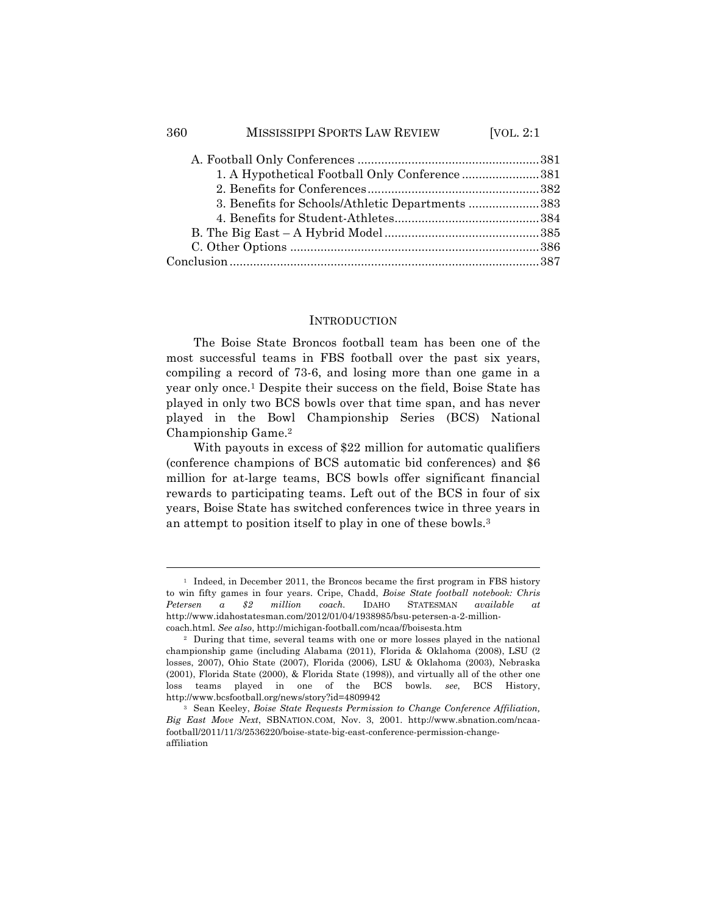A. Football Only Conferences ......................................................381
1. A Hypothetical Football Only Conference .......................381
2. Benefits for Conferences...................................................382
3. Benefits for Schools/Athletic Departments .....................383
4. Benefits for Student-Athletes...........................................384
B. The Big East – A Hybrid Model..............................................385
C. Other Options ..........................................................................386
Conclusion............................................................................................387

## INTRODUCTION

The Boise State Broncos football team has been one of the most successful teams in FBS football over the past six years, compiling a record of 73-6, and losing more than one game in a year only once.[1] Despite their success on the field, Boise State has played in only two BCS bowls over that time span, and has never played in the Bowl Championship Series (BCS) National Championship Game.[2]

With payouts in excess of $22 million for automatic qualifiers (conference champions of BCS automatic bid conferences) and $6 million for at-large teams, BCS bowls offer significant financial rewards to participating teams. Left out of the BCS in four of six years, Boise State has switched conferences twice in three years in an attempt to position itself to play in one of these bowls.[3]

---

[1] Indeed, in December 2011, the Broncos became the first program in FBS history to win fifty games in four years. Cripe, Chadd, *Boise State football notebook: Chris Petersen a $2 million coach.* IDAHO STATESMAN *available at* http://www.idahostatesman.com/2012/01/04/1938985/bsu-petersen-a-2-million-coach.html. *See also*, http://michigan-football.com/ncaa/f/boisesta.htm

[2] During that time, several teams with one or more losses played in the national championship game (including Alabama (2011), Florida & Oklahoma (2008), LSU (2 losses, 2007), Ohio State (2007), Florida (2006), LSU & Oklahoma (2003), Nebraska (2001), Florida State (2000), & Florida State (1998)), and virtually all of the other one loss teams played in one of the BCS bowls. *see*, BCS History, http://www.bcsfootball.org/news/story?id=4809942

[3] Sean Keeley, *Boise State Requests Permission to Change Conference Affiliation, Big East Move Next*, SBNATION.COM, Nov. 3, 2001. http://www.sbnation.com/ncaa-football/2011/11/3/2536220/boise-state-big-east-conference-permission-change-affiliation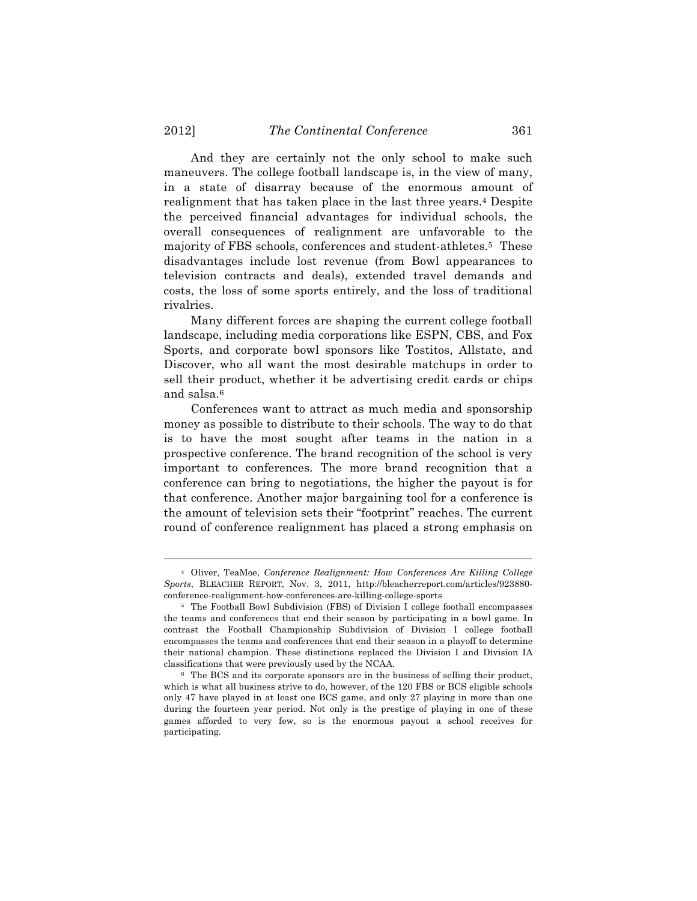And they are certainly not the only school to make such maneuvers. The college football landscape is, in the view of many, in a state of disarray because of the enormous amount of realignment that has taken place in the last three years.[4] Despite the perceived financial advantages for individual schools, the overall consequences of realignment are unfavorable to the majority of FBS schools, conferences and student-athletes.[5] These disadvantages include lost revenue (from Bowl appearances to television contracts and deals), extended travel demands and costs, the loss of some sports entirely, and the loss of traditional rivalries.

Many different forces are shaping the current college football landscape, including media corporations like ESPN, CBS, and Fox Sports, and corporate bowl sponsors like Tostitos, Allstate, and Discover, who all want the most desirable matchups in order to sell their product, whether it be advertising credit cards or chips and salsa.[6]

Conferences want to attract as much media and sponsorship money as possible to distribute to their schools. The way to do that is to have the most sought after teams in the nation in a prospective conference. The brand recognition of the school is very important to conferences. The more brand recognition that a conference can bring to negotiations, the higher the payout is for that conference. Another major bargaining tool for a conference is the amount of television sets their "footprint" reaches. The current round of conference realignment has placed a strong emphasis on

---

[4] Oliver, TeaMoe, *Conference Realignment: How Conferences Are Killing College Sports*, BLEACHER REPORT, Nov. 3, 2011, http://bleacherreport.com/articles/923880-conference-realignment-how-conferences-are-killing-college-sports

[5] The Football Bowl Subdivision (FBS) of Division I college football encompasses the teams and conferences that end their season by participating in a bowl game. In contrast the Football Championship Subdivision of Division I college football encompasses the teams and conferences that end their season in a playoff to determine their national champion. These distinctions replaced the Division I and Division IA classifications that were previously used by the NCAA.

[6] The BCS and its corporate sponsors are in the business of selling their product, which is what all business strive to do, however, of the 120 FBS or BCS eligible schools only 47 have played in at least one BCS game, and only 27 playing in more than one during the fourteen year period. Not only is the prestige of playing in one of these games afforded to very few, so is the enormous payout a school receives for participating.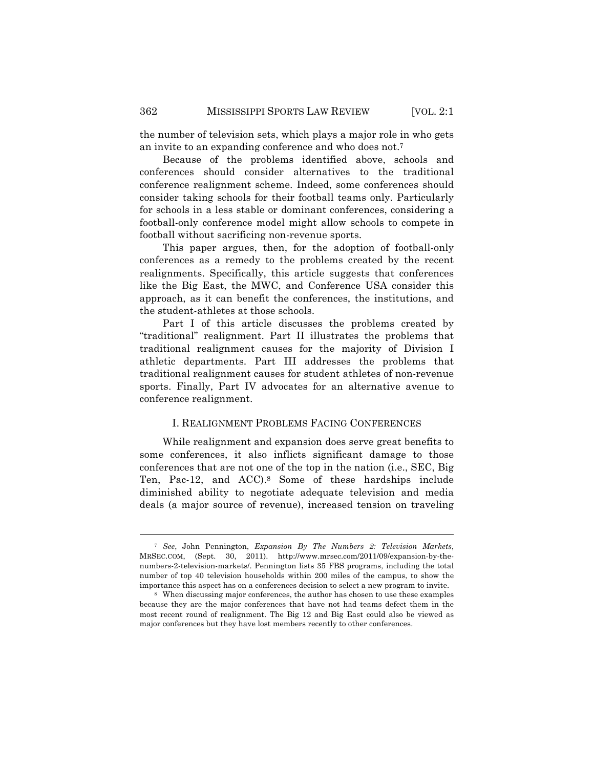the number of television sets, which plays a major role in who gets an invite to an expanding conference and who does not.[7]

Because of the problems identified above, schools and conferences should consider alternatives to the traditional conference realignment scheme. Indeed, some conferences should consider taking schools for their football teams only. Particularly for schools in a less stable or dominant conferences, considering a football-only conference model might allow schools to compete in football without sacrificing non-revenue sports.

This paper argues, then, for the adoption of football-only conferences as a remedy to the problems created by the recent realignments. Specifically, this article suggests that conferences like the Big East, the MWC, and Conference USA consider this approach, as it can benefit the conferences, the institutions, and the student-athletes at those schools.

Part I of this article discusses the problems created by "traditional" realignment. Part II illustrates the problems that traditional realignment causes for the majority of Division I athletic departments. Part III addresses the problems that traditional realignment causes for student athletes of non-revenue sports. Finally, Part IV advocates for an alternative avenue to conference realignment.

## I. REALIGNMENT PROBLEMS FACING CONFERENCES

While realignment and expansion does serve great benefits to some conferences, it also inflicts significant damage to those conferences that are not one of the top in the nation (i.e., SEC, Big Ten, Pac-12, and ACC).[8] Some of these hardships include diminished ability to negotiate adequate television and media deals (a major source of revenue), increased tension on traveling

---

[7] *See*, John Pennington, *Expansion By The Numbers 2: Television Markets*, MRSEC.COM, (Sept. 30, 2011). http://www.mrsec.com/2011/09/expansion-by-the-numbers-2-television-markets/. Pennington lists 35 FBS programs, including the total number of top 40 television households within 200 miles of the campus, to show the importance this aspect has on a conferences decision to select a new program to invite.

[8] When discussing major conferences, the author has chosen to use these examples because they are the major conferences that have not had teams defect them in the most recent round of realignment. The Big 12 and Big East could also be viewed as major conferences but they have lost members recently to other conferences.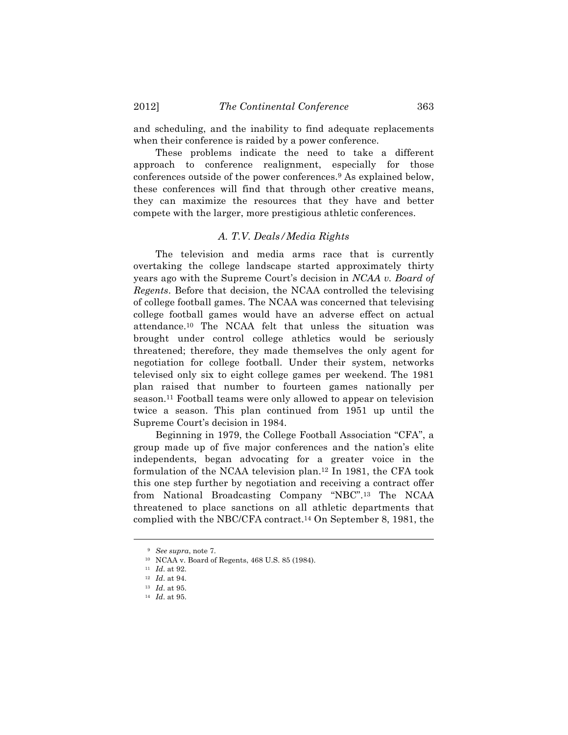and scheduling, and the inability to find adequate replacements when their conference is raided by a power conference.

These problems indicate the need to take a different approach to conference realignment, especially for those conferences outside of the power conferences.[9] As explained below, these conferences will find that through other creative means, they can maximize the resources that they have and better compete with the larger, more prestigious athletic conferences.

### *A. T.V. Deals/Media Rights*

The television and media arms race that is currently overtaking the college landscape started approximately thirty years ago with the Supreme Court's decision in *NCAA v. Board of Regents*. Before that decision, the NCAA controlled the televising of college football games. The NCAA was concerned that televising college football games would have an adverse effect on actual attendance.[10] The NCAA felt that unless the situation was brought under control college athletics would be seriously threatened; therefore, they made themselves the only agent for negotiation for college football. Under their system, networks televised only six to eight college games per weekend. The 1981 plan raised that number to fourteen games nationally per season.[11] Football teams were only allowed to appear on television twice a season. This plan continued from 1951 up until the Supreme Court's decision in 1984.

Beginning in 1979, the College Football Association "CFA", a group made up of five major conferences and the nation's elite independents, began advocating for a greater voice in the formulation of the NCAA television plan.[12] In 1981, the CFA took this one step further by negotiation and receiving a contract offer from National Broadcasting Company "NBC".[13] The NCAA threatened to place sanctions on all athletic departments that complied with the NBC/CFA contract.[14] On September 8, 1981, the

---

[9] *See supra*, note 7.

[10] NCAA v. Board of Regents, 468 U.S. 85 (1984).

[11] *Id*. at 92.

[12] *Id*. at 94.

[13] *Id*. at 95.

[14] *Id*. at 95.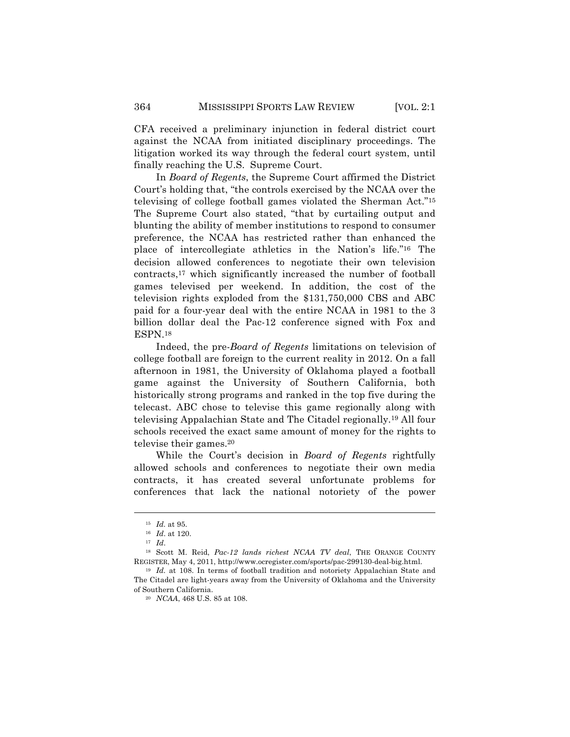CFA received a preliminary injunction in federal district court against the NCAA from initiated disciplinary proceedings. The litigation worked its way through the federal court system, until finally reaching the U.S. Supreme Court.

In *Board of Regents*, the Supreme Court affirmed the District Court's holding that, "the controls exercised by the NCAA over the televising of college football games violated the Sherman Act."[15] The Supreme Court also stated, "that by curtailing output and blunting the ability of member institutions to respond to consumer preference, the NCAA has restricted rather than enhanced the place of intercollegiate athletics in the Nation's life."[16] The decision allowed conferences to negotiate their own television contracts,[17] which significantly increased the number of football games televised per weekend. In addition, the cost of the television rights exploded from the $131,750,000 CBS and ABC paid for a four-year deal with the entire NCAA in 1981 to the 3 billion dollar deal the Pac-12 conference signed with Fox and ESPN.[18]

Indeed, the pre-*Board of Regents* limitations on television of college football are foreign to the current reality in 2012. On a fall afternoon in 1981, the University of Oklahoma played a football game against the University of Southern California, both historically strong programs and ranked in the top five during the telecast. ABC chose to televise this game regionally along with televising Appalachian State and The Citadel regionally.[19] All four schools received the exact same amount of money for the rights to televise their games.[20]

While the Court's decision in *Board of Regents* rightfully allowed schools and conferences to negotiate their own media contracts, it has created several unfortunate problems for conferences that lack the national notoriety of the power

---

[15] *Id.* at 95.

[16] *Id*. at 120.

[17] *Id*.

[18] Scott M. Reid, *Pac-12 lands richest NCAA TV deal*, THE ORANGE COUNTY REGISTER, May 4, 2011, http://www.ocregister.com/sports/pac-299130-deal-big.html.

[19] *Id.* at 108. In terms of football tradition and notoriety Appalachian State and The Citadel are light-years away from the University of Oklahoma and the University of Southern California.

[20] *NCAA*, 468 U.S. 85 at 108.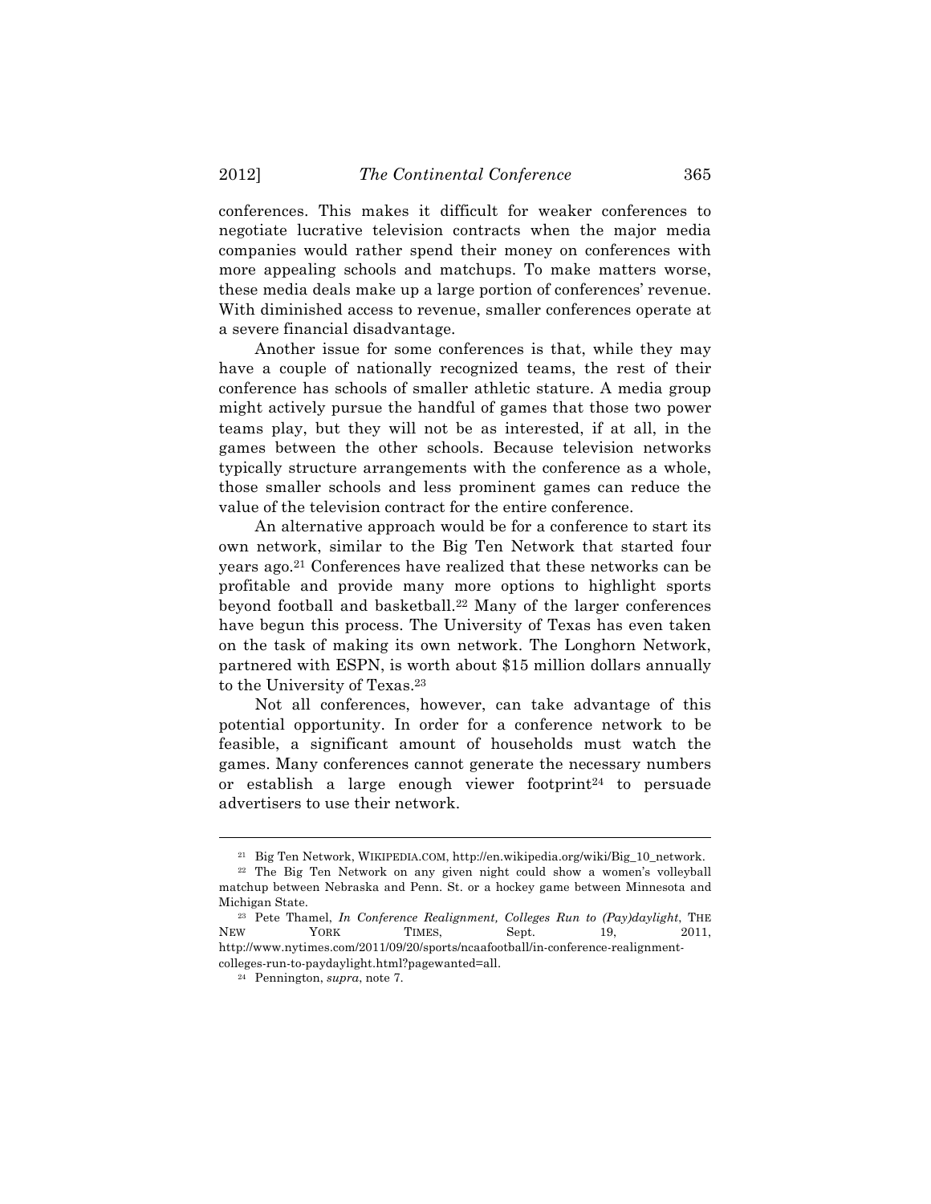conferences. This makes it difficult for weaker conferences to negotiate lucrative television contracts when the major media companies would rather spend their money on conferences with more appealing schools and matchups. To make matters worse, these media deals make up a large portion of conferences' revenue. With diminished access to revenue, smaller conferences operate at a severe financial disadvantage.

Another issue for some conferences is that, while they may have a couple of nationally recognized teams, the rest of their conference has schools of smaller athletic stature. A media group might actively pursue the handful of games that those two power teams play, but they will not be as interested, if at all, in the games between the other schools. Because television networks typically structure arrangements with the conference as a whole, those smaller schools and less prominent games can reduce the value of the television contract for the entire conference.

An alternative approach would be for a conference to start its own network, similar to the Big Ten Network that started four years ago.[21] Conferences have realized that these networks can be profitable and provide many more options to highlight sports beyond football and basketball.[22] Many of the larger conferences have begun this process. The University of Texas has even taken on the task of making its own network. The Longhorn Network, partnered with ESPN, is worth about $15 million dollars annually to the University of Texas.[23]

Not all conferences, however, can take advantage of this potential opportunity. In order for a conference network to be feasible, a significant amount of households must watch the games. Many conferences cannot generate the necessary numbers or establish a large enough viewer footprint[24] to persuade advertisers to use their network.

---

[21] Big Ten Network, WIKIPEDIA.COM, http://en.wikipedia.org/wiki/Big_10_network.

[22] The Big Ten Network on any given night could show a women's volleyball matchup between Nebraska and Penn. St. or a hockey game between Minnesota and Michigan State.

[23] Pete Thamel, *In Conference Realignment, Colleges Run to (Pay)daylight*, THE NEW YORK TIMES, Sept. 19, 2011, http://www.nytimes.com/2011/09/20/sports/ncaafootball/in-conference-realignment-colleges-run-to-paydaylight.html?pagewanted=all.

[24] Pennington, *supra*, note 7.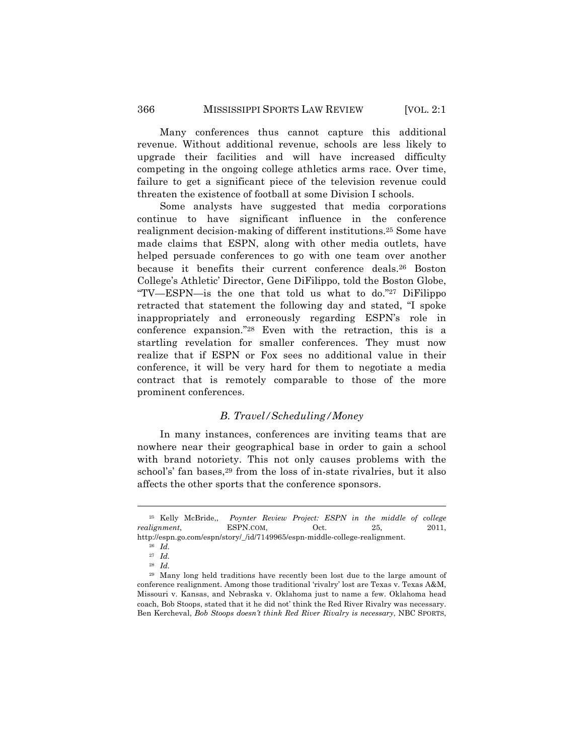Many conferences thus cannot capture this additional revenue. Without additional revenue, schools are less likely to upgrade their facilities and will have increased difficulty competing in the ongoing college athletics arms race. Over time, failure to get a significant piece of the television revenue could threaten the existence of football at some Division I schools.

Some analysts have suggested that media corporations continue to have significant influence in the conference realignment decision-making of different institutions.[25] Some have made claims that ESPN, along with other media outlets, have helped persuade conferences to go with one team over another because it benefits their current conference deals.[26] Boston College's Athletic' Director, Gene DiFilippo, told the Boston Globe, "TV—ESPN—is the one that told us what to do."[27] DiFilippo retracted that statement the following day and stated, "I spoke inappropriately and erroneously regarding ESPN's role in conference expansion."[28] Even with the retraction, this is a startling revelation for smaller conferences. They must now realize that if ESPN or Fox sees no additional value in their conference, it will be very hard for them to negotiate a media contract that is remotely comparable to those of the more prominent conferences.

### *B. Travel/Scheduling/Money*

In many instances, conferences are inviting teams that are nowhere near their geographical base in order to gain a school with brand notoriety. This not only causes problems with the school's' fan bases,[29] from the loss of in-state rivalries, but it also affects the other sports that the conference sponsors.

---

[25] Kelly McBride,, *Poynter Review Project: ESPN in the middle of college realignment*, ESPN.COM, Oct. 25, 2011, http://espn.go.com/espn/story/_/id/7149965/espn-middle-college-realignment.

[26] *Id.*

[27] *Id.*

[28] *Id.*

[29] Many long held traditions have recently been lost due to the large amount of conference realignment. Among those traditional 'rivalry' lost are Texas v. Texas A&M, Missouri v. Kansas, and Nebraska v. Oklahoma just to name a few. Oklahoma head coach, Bob Stoops, stated that it he did not' think the Red River Rivalry was necessary. Ben Kercheval, *Bob Stoops doesn't think Red River Rivalry is necessary*, NBC SPORTS,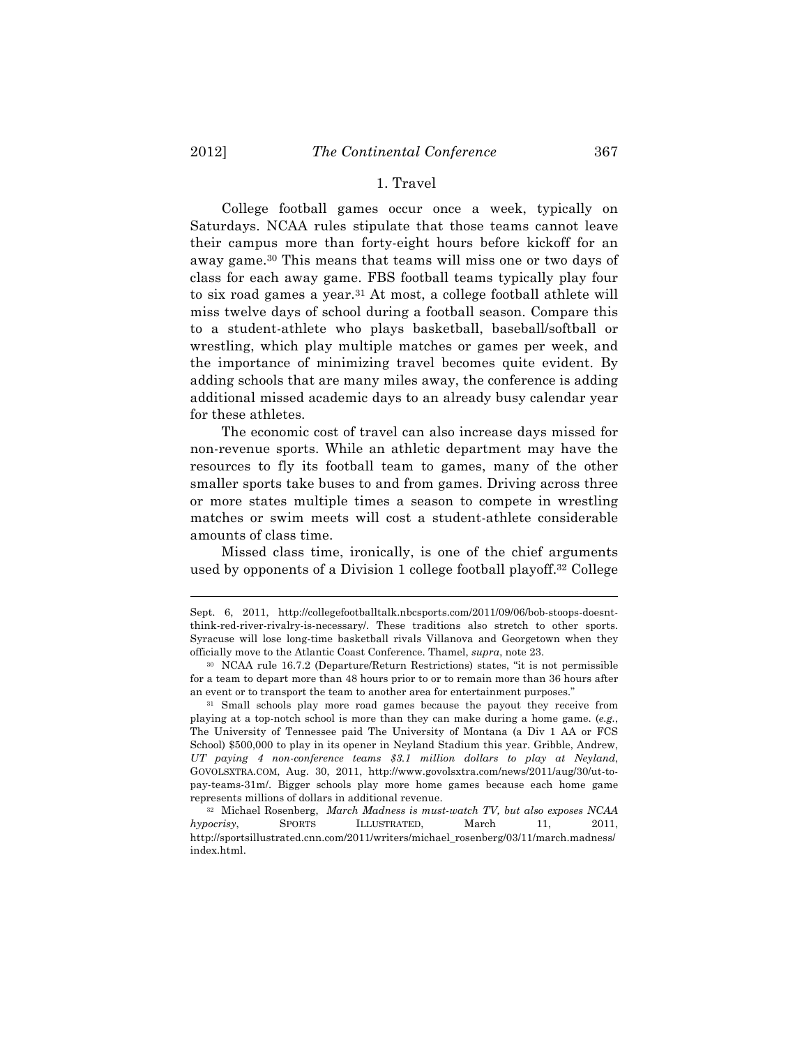### 1. Travel

College football games occur once a week, typically on Saturdays. NCAA rules stipulate that those teams cannot leave their campus more than forty-eight hours before kickoff for an away game.[30] This means that teams will miss one or two days of class for each away game. FBS football teams typically play four to six road games a year.[31] At most, a college football athlete will miss twelve days of school during a football season. Compare this to a student-athlete who plays basketball, baseball/softball or wrestling, which play multiple matches or games per week, and the importance of minimizing travel becomes quite evident. By adding schools that are many miles away, the conference is adding additional missed academic days to an already busy calendar year for these athletes.

The economic cost of travel can also increase days missed for non-revenue sports. While an athletic department may have the resources to fly its football team to games, many of the other smaller sports take buses to and from games. Driving across three or more states multiple times a season to compete in wrestling matches or swim meets will cost a student-athlete considerable amounts of class time.

Missed class time, ironically, is one of the chief arguments used by opponents of a Division 1 college football playoff.[32] College

---

Sept. 6, 2011, http://collegefootballtalk.nbcsports.com/2011/09/06/bob-stoops-doesnt-think-red-river-rivalry-is-necessary/. These traditions also stretch to other sports. Syracuse will lose long-time basketball rivals Villanova and Georgetown when they officially move to the Atlantic Coast Conference. Thamel, *supra*, note 23.

[30] NCAA rule 16.7.2 (Departure/Return Restrictions) states, "it is not permissible for a team to depart more than 48 hours prior to or to remain more than 36 hours after an event or to transport the team to another area for entertainment purposes."

[31] Small schools play more road games because the payout they receive from playing at a top-notch school is more than they can make during a home game. (*e.g.*, The University of Tennessee paid The University of Montana (a Div 1 AA or FCS School) $500,000 to play in its opener in Neyland Stadium this year. Gribble, Andrew, *UT paying 4 non-conference teams $3.1 million dollars to play at Neyland*, GOVOLSXTRA.COM, Aug. 30, 2011, http://www.govolsxtra.com/news/2011/aug/30/ut-to-pay-teams-31m/. Bigger schools play more home games because each home game represents millions of dollars in additional revenue.

[32] Michael Rosenberg, *March Madness is must-watch TV, but also exposes NCAA hypocrisy*, SPORTS ILLUSTRATED, March 11, 2011, http://sportsillustrated.cnn.com/2011/writers/michael_rosenberg/03/11/march.madness/index.html.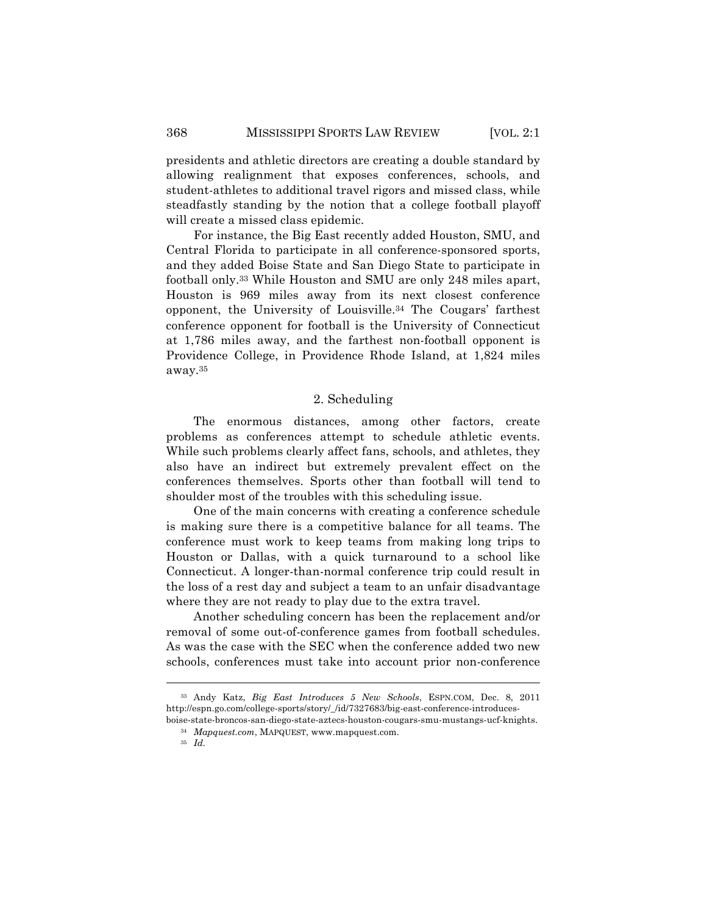presidents and athletic directors are creating a double standard by allowing realignment that exposes conferences, schools, and student-athletes to additional travel rigors and missed class, while steadfastly standing by the notion that a college football playoff will create a missed class epidemic.

For instance, the Big East recently added Houston, SMU, and Central Florida to participate in all conference-sponsored sports, and they added Boise State and San Diego State to participate in football only.[33] While Houston and SMU are only 248 miles apart, Houston is 969 miles away from its next closest conference opponent, the University of Louisville.[34] The Cougars' farthest conference opponent for football is the University of Connecticut at 1,786 miles away, and the farthest non-football opponent is Providence College, in Providence Rhode Island, at 1,824 miles away.[35]

### 2. Scheduling

The enormous distances, among other factors, create problems as conferences attempt to schedule athletic events. While such problems clearly affect fans, schools, and athletes, they also have an indirect but extremely prevalent effect on the conferences themselves. Sports other than football will tend to shoulder most of the troubles with this scheduling issue.

One of the main concerns with creating a conference schedule is making sure there is a competitive balance for all teams. The conference must work to keep teams from making long trips to Houston or Dallas, with a quick turnaround to a school like Connecticut. A longer-than-normal conference trip could result in the loss of a rest day and subject a team to an unfair disadvantage where they are not ready to play due to the extra travel.

Another scheduling concern has been the replacement and/or removal of some out-of-conference games from football schedules. As was the case with the SEC when the conference added two new schools, conferences must take into account prior non-conference

---

[33] Andy Katz, *Big East Introduces 5 New Schools*, ESPN.COM, Dec. 8, 2011 http://espn.go.com/college-sports/story/_/id/7327683/big-east-conference-introduces-boise-state-broncos-san-diego-state-aztecs-houston-cougars-smu-mustangs-ucf-knights.

[34] *Mapquest.com*, MAPQUEST, www.mapquest.com.

[35] *Id.*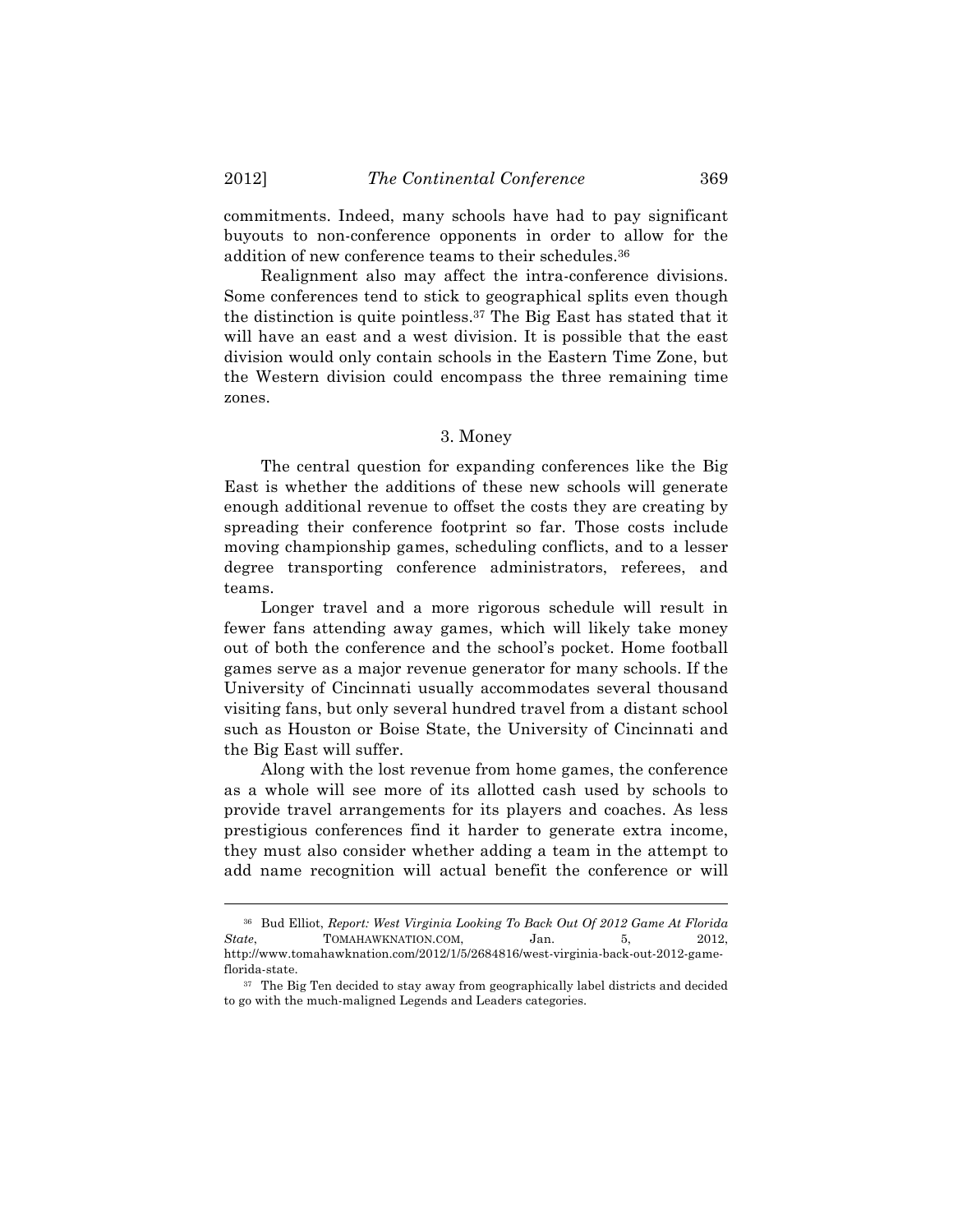commitments. Indeed, many schools have had to pay significant buyouts to non-conference opponents in order to allow for the addition of new conference teams to their schedules.[36]

Realignment also may affect the intra-conference divisions. Some conferences tend to stick to geographical splits even though the distinction is quite pointless.[37] The Big East has stated that it will have an east and a west division. It is possible that the east division would only contain schools in the Eastern Time Zone, but the Western division could encompass the three remaining time zones.

### 3. Money

The central question for expanding conferences like the Big East is whether the additions of these new schools will generate enough additional revenue to offset the costs they are creating by spreading their conference footprint so far. Those costs include moving championship games, scheduling conflicts, and to a lesser degree transporting conference administrators, referees, and teams.

Longer travel and a more rigorous schedule will result in fewer fans attending away games, which will likely take money out of both the conference and the school's pocket. Home football games serve as a major revenue generator for many schools. If the University of Cincinnati usually accommodates several thousand visiting fans, but only several hundred travel from a distant school such as Houston or Boise State, the University of Cincinnati and the Big East will suffer.

Along with the lost revenue from home games, the conference as a whole will see more of its allotted cash used by schools to provide travel arrangements for its players and coaches. As less prestigious conferences find it harder to generate extra income, they must also consider whether adding a team in the attempt to add name recognition will actual benefit the conference or will

---

[36] Bud Elliot, *Report: West Virginia Looking To Back Out Of 2012 Game At Florida State*, TOMAHAWKNATION.COM, Jan. 5, 2012, http://www.tomahawknation.com/2012/1/5/2684816/west-virginia-back-out-2012-game-florida-state.

[37] The Big Ten decided to stay away from geographically label districts and decided to go with the much-maligned Legends and Leaders categories.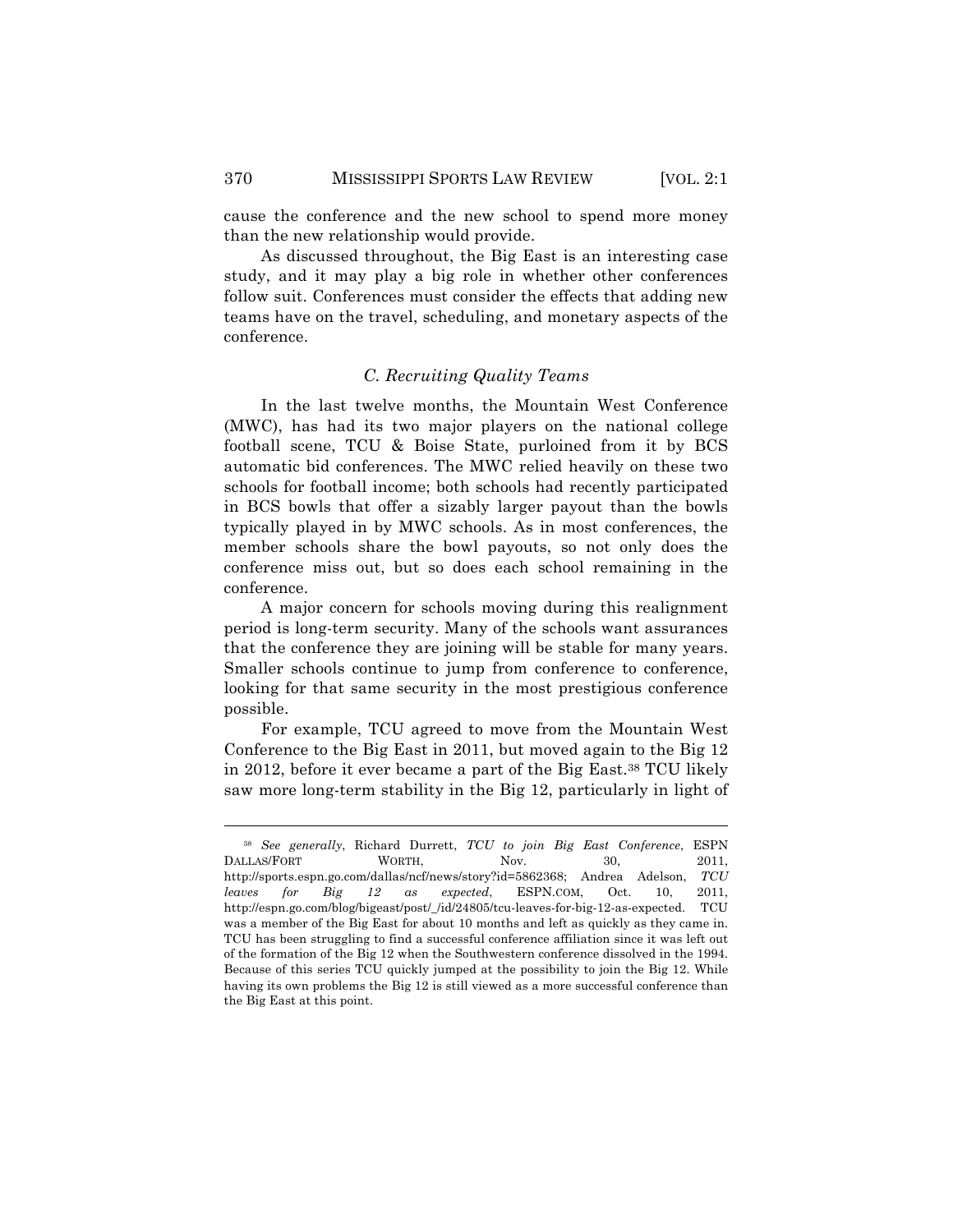cause the conference and the new school to spend more money than the new relationship would provide.

As discussed throughout, the Big East is an interesting case study, and it may play a big role in whether other conferences follow suit. Conferences must consider the effects that adding new teams have on the travel, scheduling, and monetary aspects of the conference.

### *C. Recruiting Quality Teams*

In the last twelve months, the Mountain West Conference (MWC), has had its two major players on the national college football scene, TCU & Boise State, purloined from it by BCS automatic bid conferences. The MWC relied heavily on these two schools for football income; both schools had recently participated in BCS bowls that offer a sizably larger payout than the bowls typically played in by MWC schools. As in most conferences, the member schools share the bowl payouts, so not only does the conference miss out, but so does each school remaining in the conference.

A major concern for schools moving during this realignment period is long-term security. Many of the schools want assurances that the conference they are joining will be stable for many years. Smaller schools continue to jump from conference to conference, looking for that same security in the most prestigious conference possible.

For example, TCU agreed to move from the Mountain West Conference to the Big East in 2011, but moved again to the Big 12 in 2012, before it ever became a part of the Big East.[38] TCU likely saw more long-term stability in the Big 12, particularly in light of

---

[38] *See generally*, Richard Durrett, *TCU to join Big East Conference*, ESPN DALLAS/FORT WORTH, Nov. 30, 2011, http://sports.espn.go.com/dallas/ncf/news/story?id=5862368; Andrea Adelson, *TCU leaves for Big 12 as expected*, ESPN.COM, Oct. 10, 2011, http://espn.go.com/blog/bigeast/post/_/id/24805/tcu-leaves-for-big-12-as-expected. TCU was a member of the Big East for about 10 months and left as quickly as they came in. TCU has been struggling to find a successful conference affiliation since it was left out of the formation of the Big 12 when the Southwestern conference dissolved in the 1994. Because of this series TCU quickly jumped at the possibility to join the Big 12. While having its own problems the Big 12 is still viewed as a more successful conference than the Big East at this point.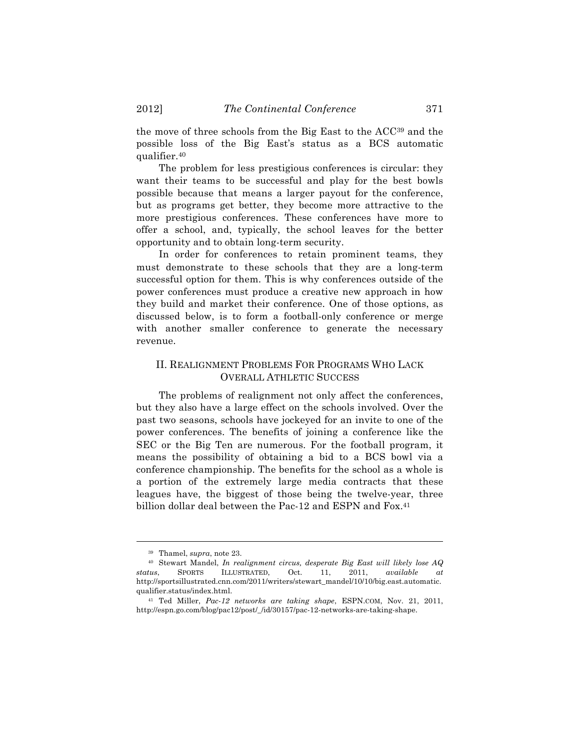the move of three schools from the Big East to the ACC[39] and the possible loss of the Big East's status as a BCS automatic qualifier.[40]

The problem for less prestigious conferences is circular: they want their teams to be successful and play for the best bowls possible because that means a larger payout for the conference, but as programs get better, they become more attractive to the more prestigious conferences. These conferences have more to offer a school, and, typically, the school leaves for the better opportunity and to obtain long-term security.

In order for conferences to retain prominent teams, they must demonstrate to these schools that they are a long-term successful option for them. This is why conferences outside of the power conferences must produce a creative new approach in how they build and market their conference. One of those options, as discussed below, is to form a football-only conference or merge with another smaller conference to generate the necessary revenue.

## II. REALIGNMENT PROBLEMS FOR PROGRAMS WHO LACK OVERALL ATHLETIC SUCCESS

The problems of realignment not only affect the conferences, but they also have a large effect on the schools involved. Over the past two seasons, schools have jockeyed for an invite to one of the power conferences. The benefits of joining a conference like the SEC or the Big Ten are numerous. For the football program, it means the possibility of obtaining a bid to a BCS bowl via a conference championship. The benefits for the school as a whole is a portion of the extremely large media contracts that these leagues have, the biggest of those being the twelve-year, three billion dollar deal between the Pac-12 and ESPN and Fox.[41]

---

[39] Thamel, *supra*, note 23.

[40] Stewart Mandel, *In realignment circus, desperate Big East will likely lose AQ status*, SPORTS ILLUSTRATED, Oct. 11, 2011, *available at* http://sportsillustrated.cnn.com/2011/writers/stewart_mandel/10/10/big.east.automatic.qualifier.status/index.html.

[41] Ted Miller, *Pac-12 networks are taking shape*, ESPN.COM, Nov. 21, 2011, http://espn.go.com/blog/pac12/post/_/id/30157/pac-12-networks-are-taking-shape.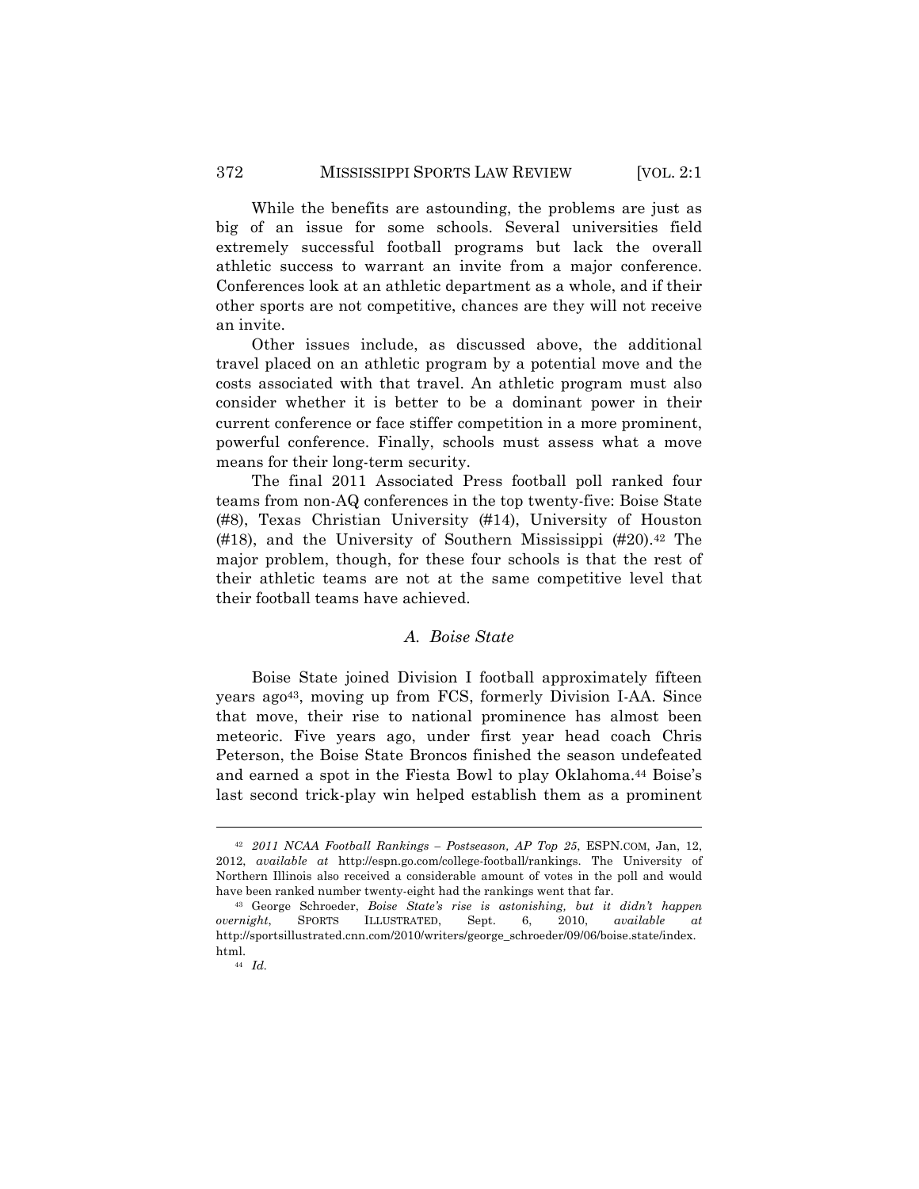While the benefits are astounding, the problems are just as big of an issue for some schools. Several universities field extremely successful football programs but lack the overall athletic success to warrant an invite from a major conference. Conferences look at an athletic department as a whole, and if their other sports are not competitive, chances are they will not receive an invite.

Other issues include, as discussed above, the additional travel placed on an athletic program by a potential move and the costs associated with that travel. An athletic program must also consider whether it is better to be a dominant power in their current conference or face stiffer competition in a more prominent, powerful conference. Finally, schools must assess what a move means for their long-term security.

The final 2011 Associated Press football poll ranked four teams from non-AQ conferences in the top twenty-five: Boise State (#8), Texas Christian University (#14), University of Houston (#18), and the University of Southern Mississippi (#20).[42] The major problem, though, for these four schools is that the rest of their athletic teams are not at the same competitive level that their football teams have achieved.

### *A. Boise State*

Boise State joined Division I football approximately fifteen years ago[43], moving up from FCS, formerly Division I-AA. Since that move, their rise to national prominence has almost been meteoric. Five years ago, under first year head coach Chris Peterson, the Boise State Broncos finished the season undefeated and earned a spot in the Fiesta Bowl to play Oklahoma.[44] Boise's last second trick-play win helped establish them as a prominent

---

[42] *2011 NCAA Football Rankings – Postseason, AP Top 25*, ESPN.COM, Jan, 12, 2012, *available at* http://espn.go.com/college-football/rankings. The University of Northern Illinois also received a considerable amount of votes in the poll and would have been ranked number twenty-eight had the rankings went that far.

[43] George Schroeder, *Boise State's rise is astonishing, but it didn't happen overnight*, SPORTS ILLUSTRATED, Sept. 6, 2010, *available at* http://sportsillustrated.cnn.com/2010/writers/george_schroeder/09/06/boise.state/index.html.

[44] *Id.*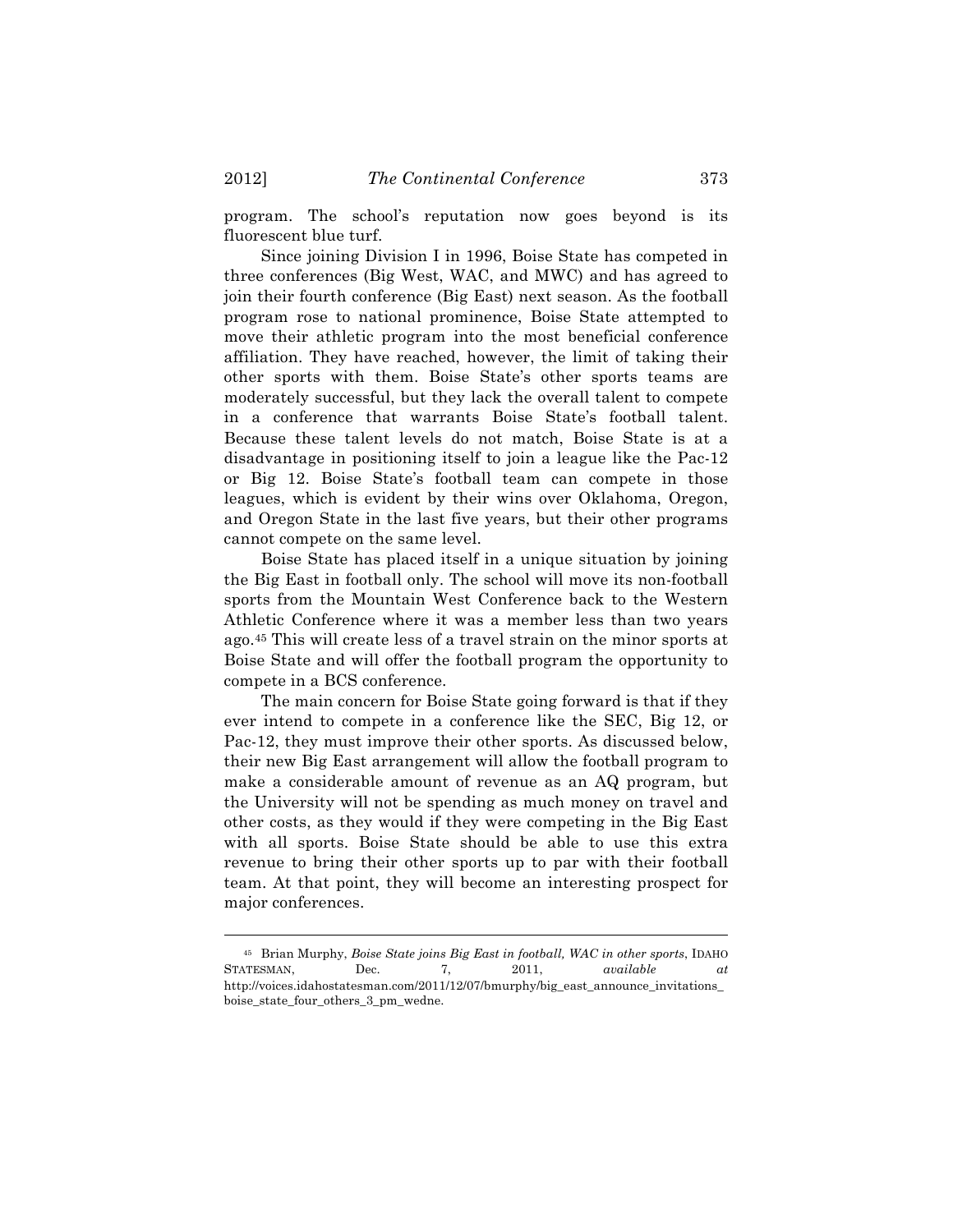program. The school's reputation now goes beyond is its fluorescent blue turf.

Since joining Division I in 1996, Boise State has competed in three conferences (Big West, WAC, and MWC) and has agreed to join their fourth conference (Big East) next season. As the football program rose to national prominence, Boise State attempted to move their athletic program into the most beneficial conference affiliation. They have reached, however, the limit of taking their other sports with them. Boise State's other sports teams are moderately successful, but they lack the overall talent to compete in a conference that warrants Boise State's football talent. Because these talent levels do not match, Boise State is at a disadvantage in positioning itself to join a league like the Pac-12 or Big 12. Boise State's football team can compete in those leagues, which is evident by their wins over Oklahoma, Oregon, and Oregon State in the last five years, but their other programs cannot compete on the same level.

Boise State has placed itself in a unique situation by joining the Big East in football only. The school will move its non-football sports from the Mountain West Conference back to the Western Athletic Conference where it was a member less than two years ago.[45] This will create less of a travel strain on the minor sports at Boise State and will offer the football program the opportunity to compete in a BCS conference.

The main concern for Boise State going forward is that if they ever intend to compete in a conference like the SEC, Big 12, or Pac-12, they must improve their other sports. As discussed below, their new Big East arrangement will allow the football program to make a considerable amount of revenue as an AQ program, but the University will not be spending as much money on travel and other costs, as they would if they were competing in the Big East with all sports. Boise State should be able to use this extra revenue to bring their other sports up to par with their football team. At that point, they will become an interesting prospect for major conferences.

---

[45] Brian Murphy, *Boise State joins Big East in football, WAC in other sports*, IDAHO STATESMAN, Dec. 7, 2011, *available at* http://voices.idahostatesman.com/2011/12/07/bmurphy/big_east_announce_invitations_boise_state_four_others_3_pm_wedne.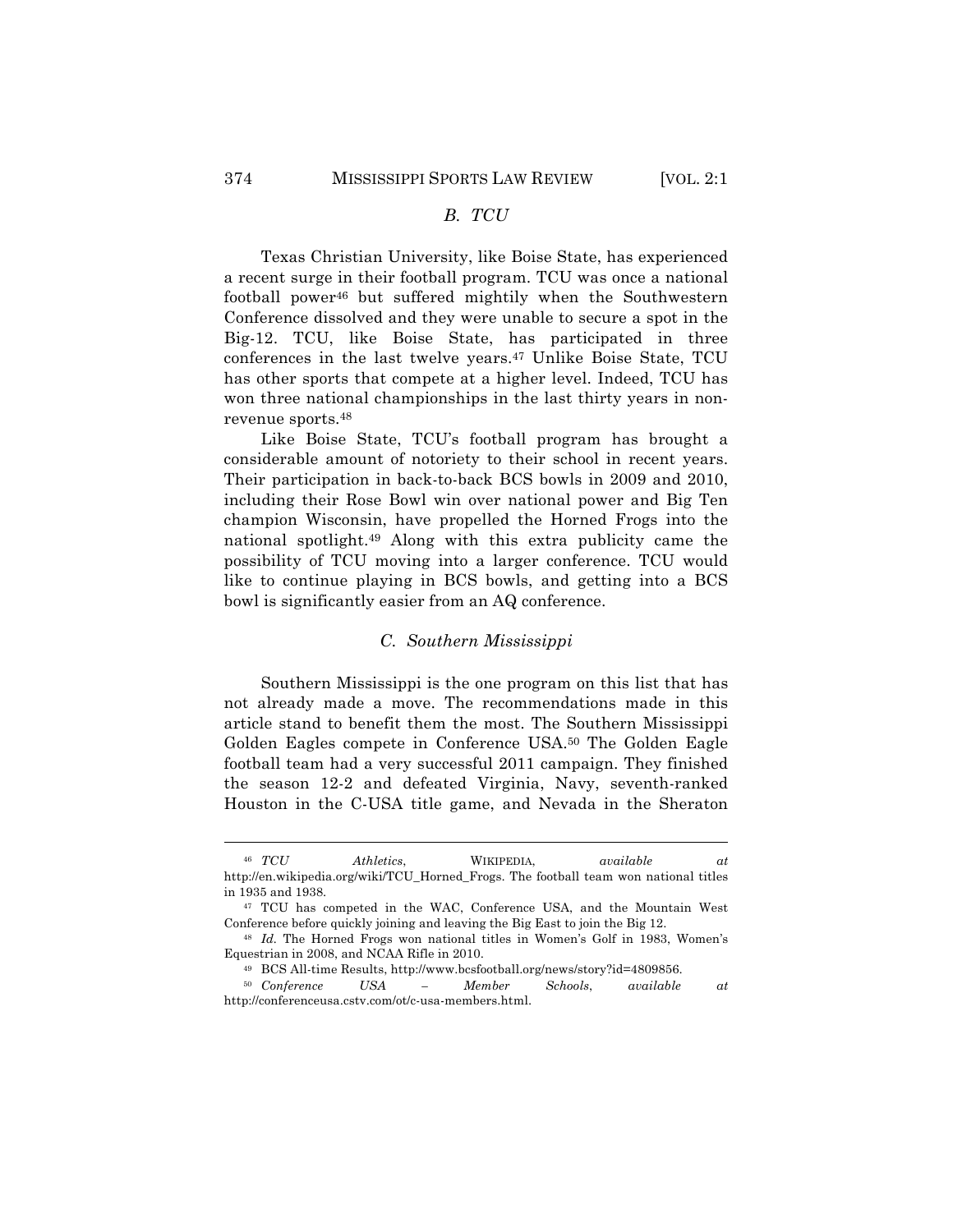### *B. TCU*

Texas Christian University, like Boise State, has experienced a recent surge in their football program. TCU was once a national football power[46] but suffered mightily when the Southwestern Conference dissolved and they were unable to secure a spot in the Big-12. TCU, like Boise State, has participated in three conferences in the last twelve years.[47] Unlike Boise State, TCU has other sports that compete at a higher level. Indeed, TCU has won three national championships in the last thirty years in non-revenue sports.[48]

Like Boise State, TCU's football program has brought a considerable amount of notoriety to their school in recent years. Their participation in back-to-back BCS bowls in 2009 and 2010, including their Rose Bowl win over national power and Big Ten champion Wisconsin, have propelled the Horned Frogs into the national spotlight.[49] Along with this extra publicity came the possibility of TCU moving into a larger conference. TCU would like to continue playing in BCS bowls, and getting into a BCS bowl is significantly easier from an AQ conference.

### *C. Southern Mississippi*

Southern Mississippi is the one program on this list that has not already made a move. The recommendations made in this article stand to benefit them the most. The Southern Mississippi Golden Eagles compete in Conference USA.[50] The Golden Eagle football team had a very successful 2011 campaign. They finished the season 12-2 and defeated Virginia, Navy, seventh-ranked Houston in the C-USA title game, and Nevada in the Sheraton

---

[46] *TCU Athletics*, WIKIPEDIA, *available at* http://en.wikipedia.org/wiki/TCU_Horned_Frogs. The football team won national titles in 1935 and 1938.

[47] TCU has competed in the WAC, Conference USA, and the Mountain West Conference before quickly joining and leaving the Big East to join the Big 12.

[48] *Id.* The Horned Frogs won national titles in Women's Golf in 1983, Women's Equestrian in 2008, and NCAA Rifle in 2010.

[49] BCS All-time Results, http://www.bcsfootball.org/news/story?id=4809856.

[50] *Conference USA – Member Schools*, *available at* http://conferenceusa.cstv.com/ot/c-usa-members.html.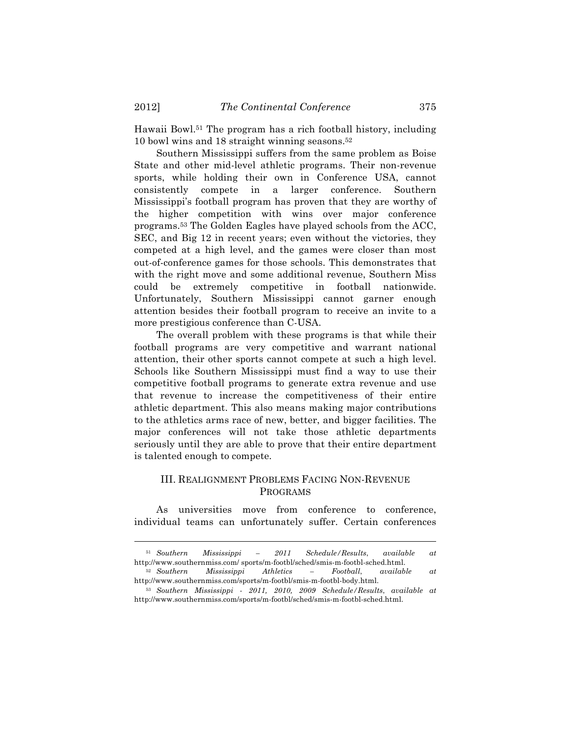Hawaii Bowl.[51] The program has a rich football history, including 10 bowl wins and 18 straight winning seasons.[52]

Southern Mississippi suffers from the same problem as Boise State and other mid-level athletic programs. Their non-revenue sports, while holding their own in Conference USA, cannot consistently compete in a larger conference. Southern Mississippi's football program has proven that they are worthy of the higher competition with wins over major conference programs.[53] The Golden Eagles have played schools from the ACC, SEC, and Big 12 in recent years; even without the victories, they competed at a high level, and the games were closer than most out-of-conference games for those schools. This demonstrates that with the right move and some additional revenue, Southern Miss could be extremely competitive in football nationwide. Unfortunately, Southern Mississippi cannot garner enough attention besides their football program to receive an invite to a more prestigious conference than C-USA.

The overall problem with these programs is that while their football programs are very competitive and warrant national attention, their other sports cannot compete at such a high level. Schools like Southern Mississippi must find a way to use their competitive football programs to generate extra revenue and use that revenue to increase the competitiveness of their entire athletic department. This also means making major contributions to the athletics arms race of new, better, and bigger facilities. The major conferences will not take those athletic departments seriously until they are able to prove that their entire department is talented enough to compete.

## III. Realignment Problems Facing Non-Revenue Programs

As universities move from conference to conference, individual teams can unfortunately suffer. Certain conferences

---

[51] *Southern Mississippi – 2011 Schedule/Results*, *available at* http://www.southernmiss.com/ sports/m-footbl/sched/smis-m-footbl-sched.html.

[52] *Southern Mississippi Athletics – Football*, *available at* http://www.southernmiss.com/sports/m-footbl/smis-m-footbl-body.html.

[53] *Southern Mississippi - 2011, 2010, 2009 Schedule/Results*, *available at* http://www.southernmiss.com/sports/m-footbl/sched/smis-m-footbl-sched.html.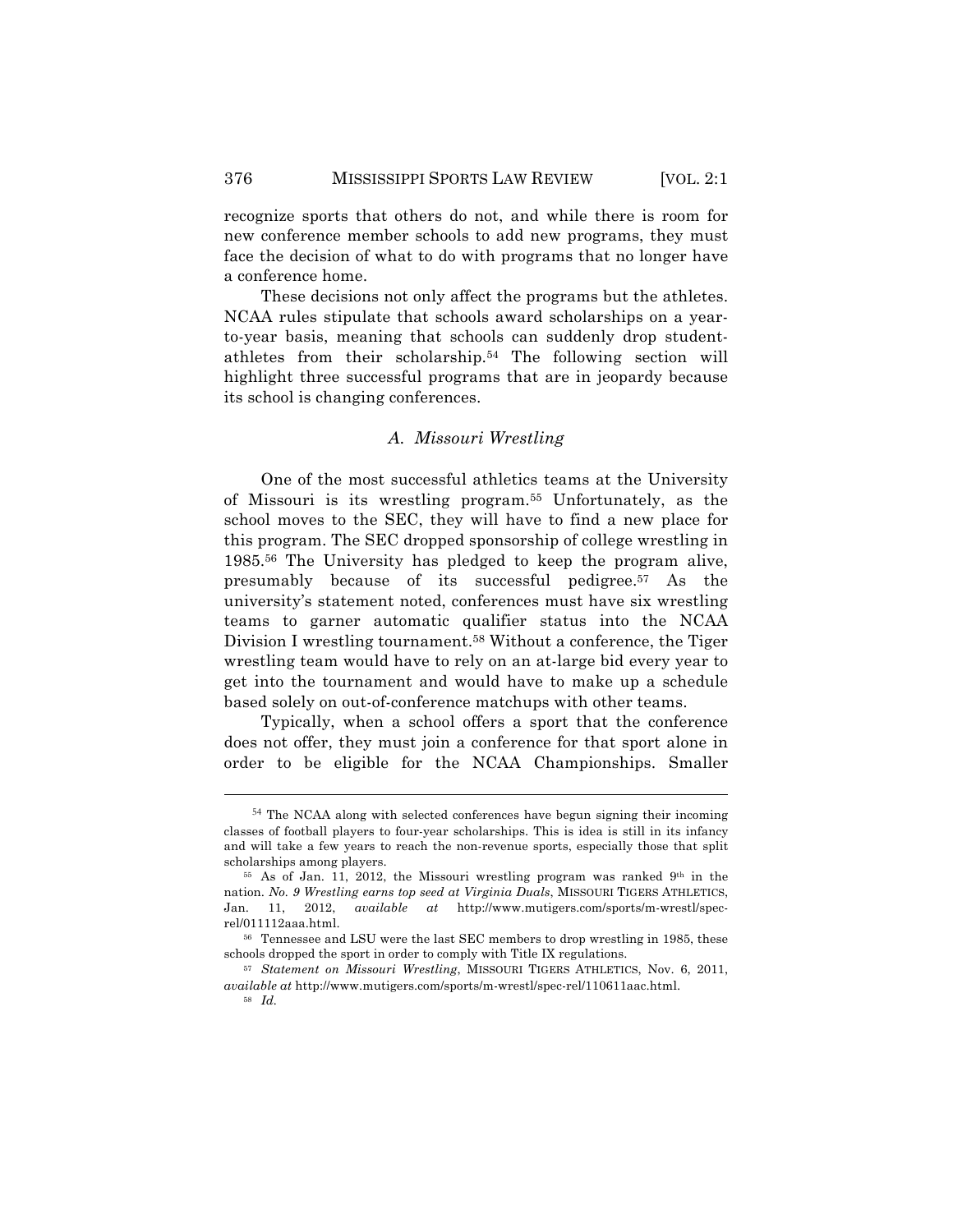recognize sports that others do not, and while there is room for new conference member schools to add new programs, they must face the decision of what to do with programs that no longer have a conference home.

These decisions not only affect the programs but the athletes. NCAA rules stipulate that schools award scholarships on a year-to-year basis, meaning that schools can suddenly drop student-athletes from their scholarship.[54] The following section will highlight three successful programs that are in jeopardy because its school is changing conferences.

### *A. Missouri Wrestling*

One of the most successful athletics teams at the University of Missouri is its wrestling program.[55] Unfortunately, as the school moves to the SEC, they will have to find a new place for this program. The SEC dropped sponsorship of college wrestling in 1985.[56] The University has pledged to keep the program alive, presumably because of its successful pedigree.[57] As the university's statement noted, conferences must have six wrestling teams to garner automatic qualifier status into the NCAA Division I wrestling tournament.[58] Without a conference, the Tiger wrestling team would have to rely on an at-large bid every year to get into the tournament and would have to make up a schedule based solely on out-of-conference matchups with other teams.

Typically, when a school offers a sport that the conference does not offer, they must join a conference for that sport alone in order to be eligible for the NCAA Championships. Smaller

---

[54] The NCAA along with selected conferences have begun signing their incoming classes of football players to four-year scholarships. This is idea is still in its infancy and will take a few years to reach the non-revenue sports, especially those that split scholarships among players.

[55] As of Jan. 11, 2012, the Missouri wrestling program was ranked 9th in the nation. *No. 9 Wrestling earns top seed at Virginia Duals*, MISSOURI TIGERS ATHLETICS, Jan. 11, 2012, *available at* http://www.mutigers.com/sports/m-wrestl/spec-rel/011112aaa.html.

[56] Tennessee and LSU were the last SEC members to drop wrestling in 1985, these schools dropped the sport in order to comply with Title IX regulations.

[57] *Statement on Missouri Wrestling*, MISSOURI TIGERS ATHLETICS, Nov. 6, 2011, *available at* http://www.mutigers.com/sports/m-wrestl/spec-rel/110611aac.html.

[58] *Id.*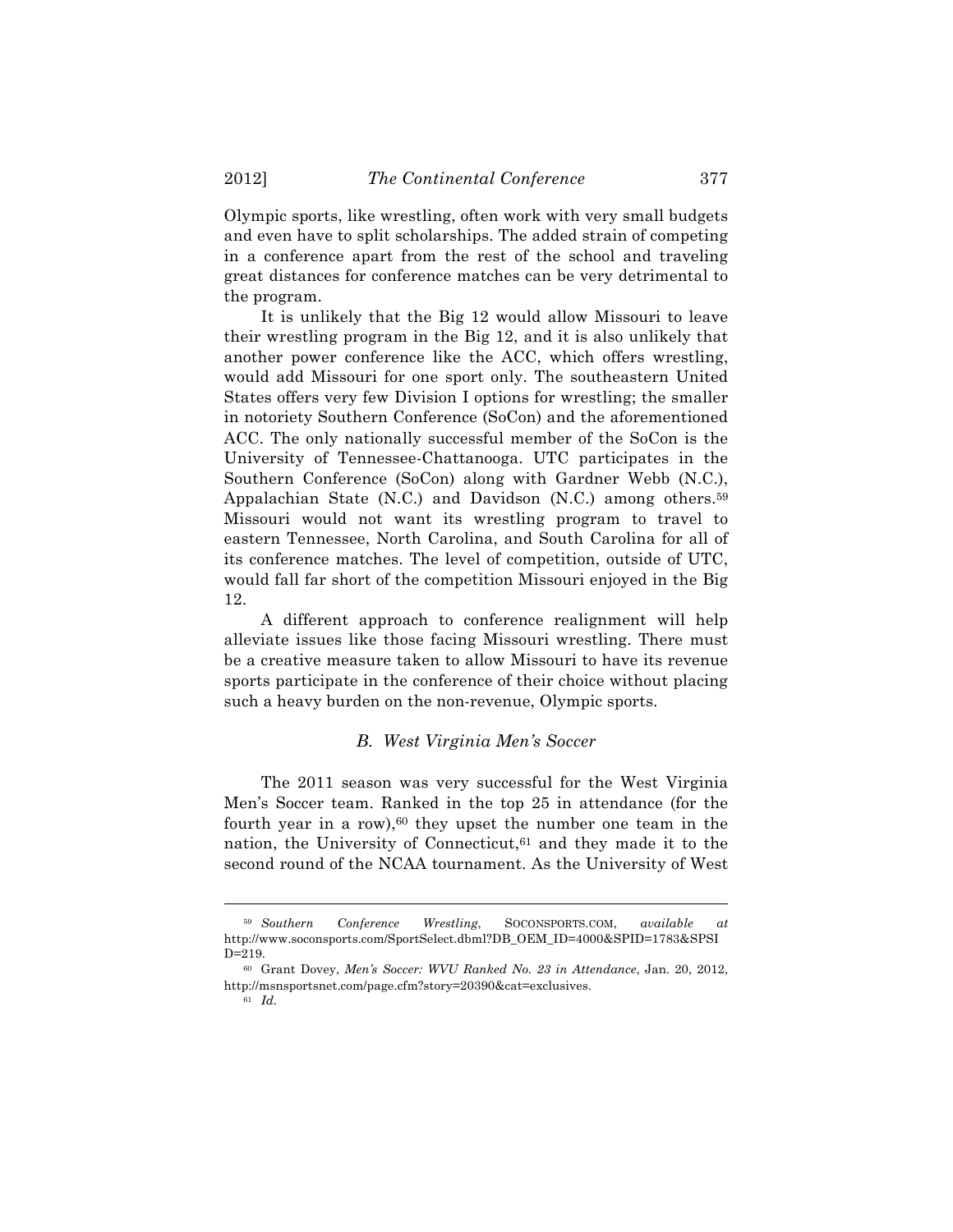Olympic sports, like wrestling, often work with very small budgets and even have to split scholarships. The added strain of competing in a conference apart from the rest of the school and traveling great distances for conference matches can be very detrimental to the program.

It is unlikely that the Big 12 would allow Missouri to leave their wrestling program in the Big 12, and it is also unlikely that another power conference like the ACC, which offers wrestling, would add Missouri for one sport only. The southeastern United States offers very few Division I options for wrestling; the smaller in notoriety Southern Conference (SoCon) and the aforementioned ACC. The only nationally successful member of the SoCon is the University of Tennessee-Chattanooga. UTC participates in the Southern Conference (SoCon) along with Gardner Webb (N.C.), Appalachian State (N.C.) and Davidson (N.C.) among others.[59] Missouri would not want its wrestling program to travel to eastern Tennessee, North Carolina, and South Carolina for all of its conference matches. The level of competition, outside of UTC, would fall far short of the competition Missouri enjoyed in the Big 12.

A different approach to conference realignment will help alleviate issues like those facing Missouri wrestling. There must be a creative measure taken to allow Missouri to have its revenue sports participate in the conference of their choice without placing such a heavy burden on the non-revenue, Olympic sports.

### *B. West Virginia Men's Soccer*

The 2011 season was very successful for the West Virginia Men's Soccer team. Ranked in the top 25 in attendance (for the fourth year in a row),[60] they upset the number one team in the nation, the University of Connecticut,[61] and they made it to the second round of the NCAA tournament. As the University of West

---

[59] *Southern Conference Wrestling*, SOCONSPORTS.COM, *available at* http://www.soconsports.com/SportSelect.dbml?DB_OEM_ID=4000&SPID=1783&SPSID=219.

[60] Grant Dovey, *Men's Soccer: WVU Ranked No. 23 in Attendance*, Jan. 20, 2012, http://msnsportsnet.com/page.cfm?story=20390&cat=exclusives.

[61] *Id.*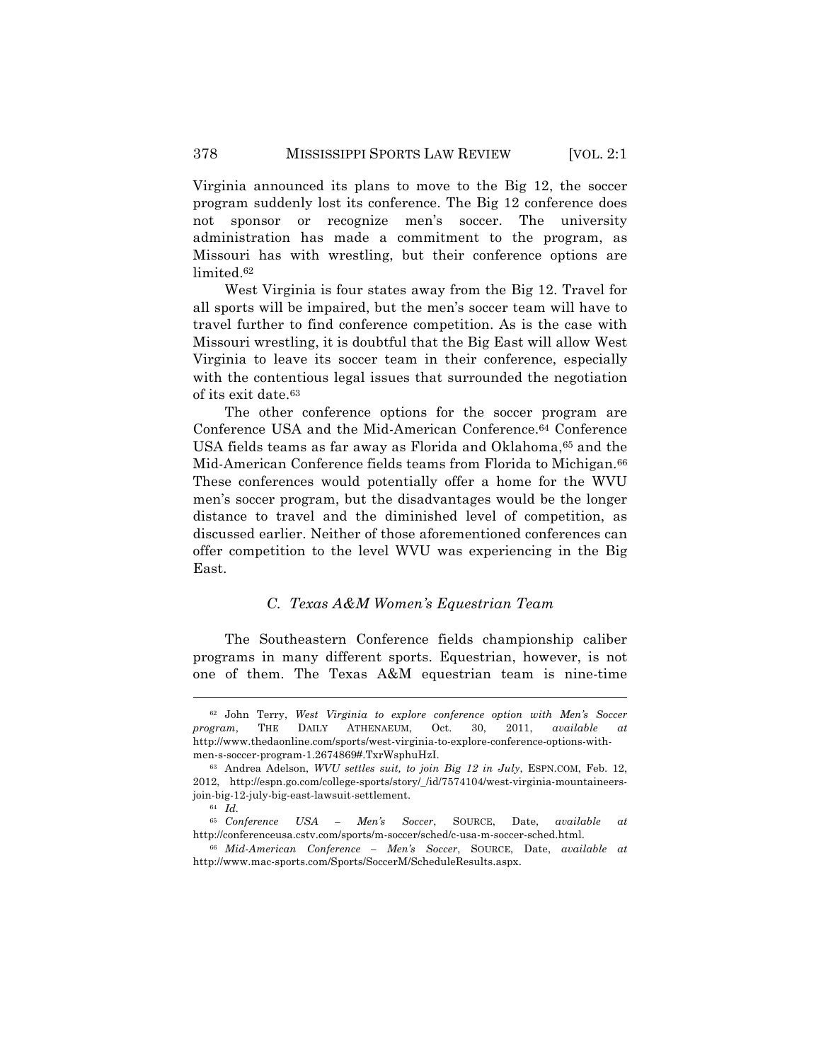Virginia announced its plans to move to the Big 12, the soccer program suddenly lost its conference. The Big 12 conference does not sponsor or recognize men's soccer. The university administration has made a commitment to the program, as Missouri has with wrestling, but their conference options are limited.[62]

West Virginia is four states away from the Big 12. Travel for all sports will be impaired, but the men's soccer team will have to travel further to find conference competition. As is the case with Missouri wrestling, it is doubtful that the Big East will allow West Virginia to leave its soccer team in their conference, especially with the contentious legal issues that surrounded the negotiation of its exit date.[63]

The other conference options for the soccer program are Conference USA and the Mid-American Conference.[64] Conference USA fields teams as far away as Florida and Oklahoma,[65] and the Mid-American Conference fields teams from Florida to Michigan.[66] These conferences would potentially offer a home for the WVU men's soccer program, but the disadvantages would be the longer distance to travel and the diminished level of competition, as discussed earlier. Neither of those aforementioned conferences can offer competition to the level WVU was experiencing in the Big East.

### *C. Texas A&M Women's Equestrian Team*

The Southeastern Conference fields championship caliber programs in many different sports. Equestrian, however, is not one of them. The Texas A&M equestrian team is nine-time

---

[62] John Terry, *West Virginia to explore conference option with Men's Soccer program*, THE DAILY ATHENAEUM, Oct. 30, 2011, *available at* http://www.thedaonline.com/sports/west-virginia-to-explore-conference-options-with-men-s-soccer-program-1.2674869#.TxrWsphuHzI.

[63] Andrea Adelson, *WVU settles suit, to join Big 12 in July*, ESPN.COM, Feb. 12, 2012, http://espn.go.com/college-sports/story/_/id/7574104/west-virginia-mountaineers-join-big-12-july-big-east-lawsuit-settlement.

[64] *Id.*

[65] *Conference USA – Men's Soccer*, SOURCE, Date, *available at* http://conferenceusa.cstv.com/sports/m-soccer/sched/c-usa-m-soccer-sched.html.

[66] *Mid-American Conference – Men's Soccer*, SOURCE, Date, *available at* http://www.mac-sports.com/Sports/SoccerM/ScheduleResults.aspx.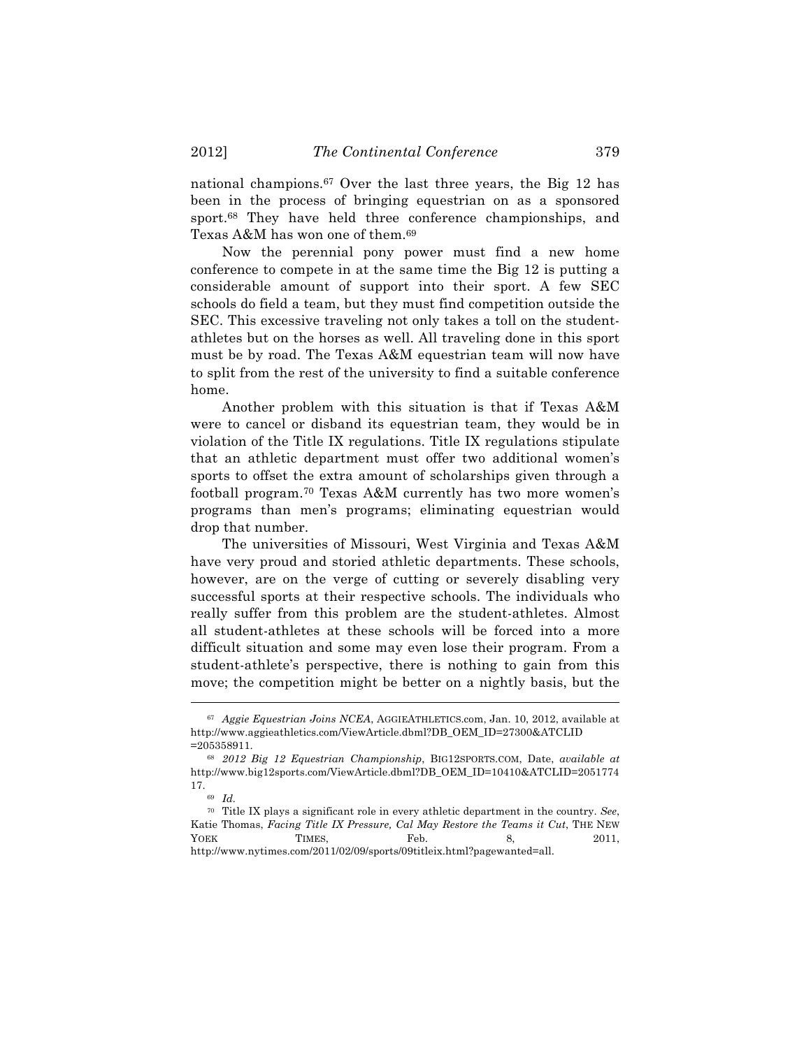national champions.[67] Over the last three years, the Big 12 has been in the process of bringing equestrian on as a sponsored sport.[68] They have held three conference championships, and Texas A&M has won one of them.[69]

Now the perennial pony power must find a new home conference to compete in at the same time the Big 12 is putting a considerable amount of support into their sport. A few SEC schools do field a team, but they must find competition outside the SEC. This excessive traveling not only takes a toll on the student-athletes but on the horses as well. All traveling done in this sport must be by road. The Texas A&M equestrian team will now have to split from the rest of the university to find a suitable conference home.

Another problem with this situation is that if Texas A&M were to cancel or disband its equestrian team, they would be in violation of the Title IX regulations. Title IX regulations stipulate that an athletic department must offer two additional women's sports to offset the extra amount of scholarships given through a football program.[70] Texas A&M currently has two more women's programs than men's programs; eliminating equestrian would drop that number.

The universities of Missouri, West Virginia and Texas A&M have very proud and storied athletic departments. These schools, however, are on the verge of cutting or severely disabling very successful sports at their respective schools. The individuals who really suffer from this problem are the student-athletes. Almost all student-athletes at these schools will be forced into a more difficult situation and some may even lose their program. From a student-athlete's perspective, there is nothing to gain from this move; the competition might be better on a nightly basis, but the

---

[67] *Aggie Equestrian Joins NCEA*, AGGIEATHLETICS.com, Jan. 10, 2012, available at http://www.aggieathletics.com/ViewArticle.dbml?DB_OEM_ID=27300&ATCLID=205358911.

[68] *2012 Big 12 Equestrian Championship*, BIG12SPORTS.COM, Date, *available at* http://www.big12sports.com/ViewArticle.dbml?DB_OEM_ID=10410&ATCLID=205177417.

[69] *Id.*

[70] Title IX plays a significant role in every athletic department in the country. *See*, Katie Thomas, *Facing Title IX Pressure, Cal May Restore the Teams it Cut*, THE NEW YOEK TIMES, Feb. 8, 2011, http://www.nytimes.com/2011/02/09/sports/09titleix.html?pagewanted=all.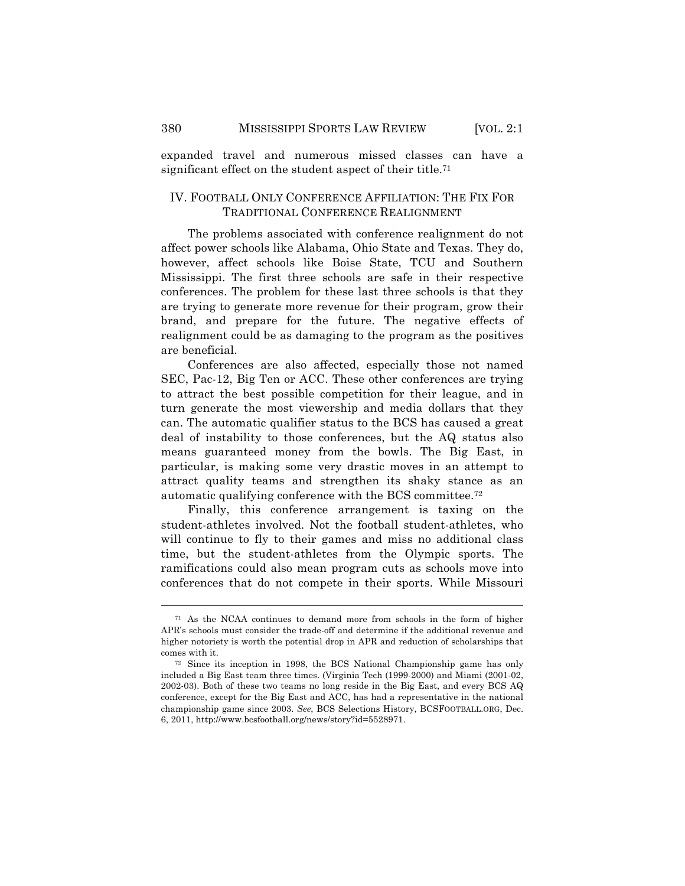expanded travel and numerous missed classes can have a significant effect on the student aspect of their title.[71]

## IV. FOOTBALL ONLY CONFERENCE AFFILIATION: THE FIX FOR TRADITIONAL CONFERENCE REALIGNMENT

The problems associated with conference realignment do not affect power schools like Alabama, Ohio State and Texas. They do, however, affect schools like Boise State, TCU and Southern Mississippi. The first three schools are safe in their respective conferences. The problem for these last three schools is that they are trying to generate more revenue for their program, grow their brand, and prepare for the future. The negative effects of realignment could be as damaging to the program as the positives are beneficial.

Conferences are also affected, especially those not named SEC, Pac-12, Big Ten or ACC. These other conferences are trying to attract the best possible competition for their league, and in turn generate the most viewership and media dollars that they can. The automatic qualifier status to the BCS has caused a great deal of instability to those conferences, but the AQ status also means guaranteed money from the bowls. The Big East, in particular, is making some very drastic moves in an attempt to attract quality teams and strengthen its shaky stance as an automatic qualifying conference with the BCS committee.[72]

Finally, this conference arrangement is taxing on the student-athletes involved. Not the football student-athletes, who will continue to fly to their games and miss no additional class time, but the student-athletes from the Olympic sports. The ramifications could also mean program cuts as schools move into conferences that do not compete in their sports. While Missouri

---

[71] As the NCAA continues to demand more from schools in the form of higher APR's schools must consider the trade-off and determine if the additional revenue and higher notoriety is worth the potential drop in APR and reduction of scholarships that comes with it.

[72] Since its inception in 1998, the BCS National Championship game has only included a Big East team three times. (Virginia Tech (1999-2000) and Miami (2001-02, 2002-03). Both of these two teams no long reside in the Big East, and every BCS AQ conference, except for the Big East and ACC, has had a representative in the national championship game since 2003. *See*, BCS Selections History, BCSFOOTBALL.ORG, Dec. 6, 2011, http://www.bcsfootball.org/news/story?id=5528971.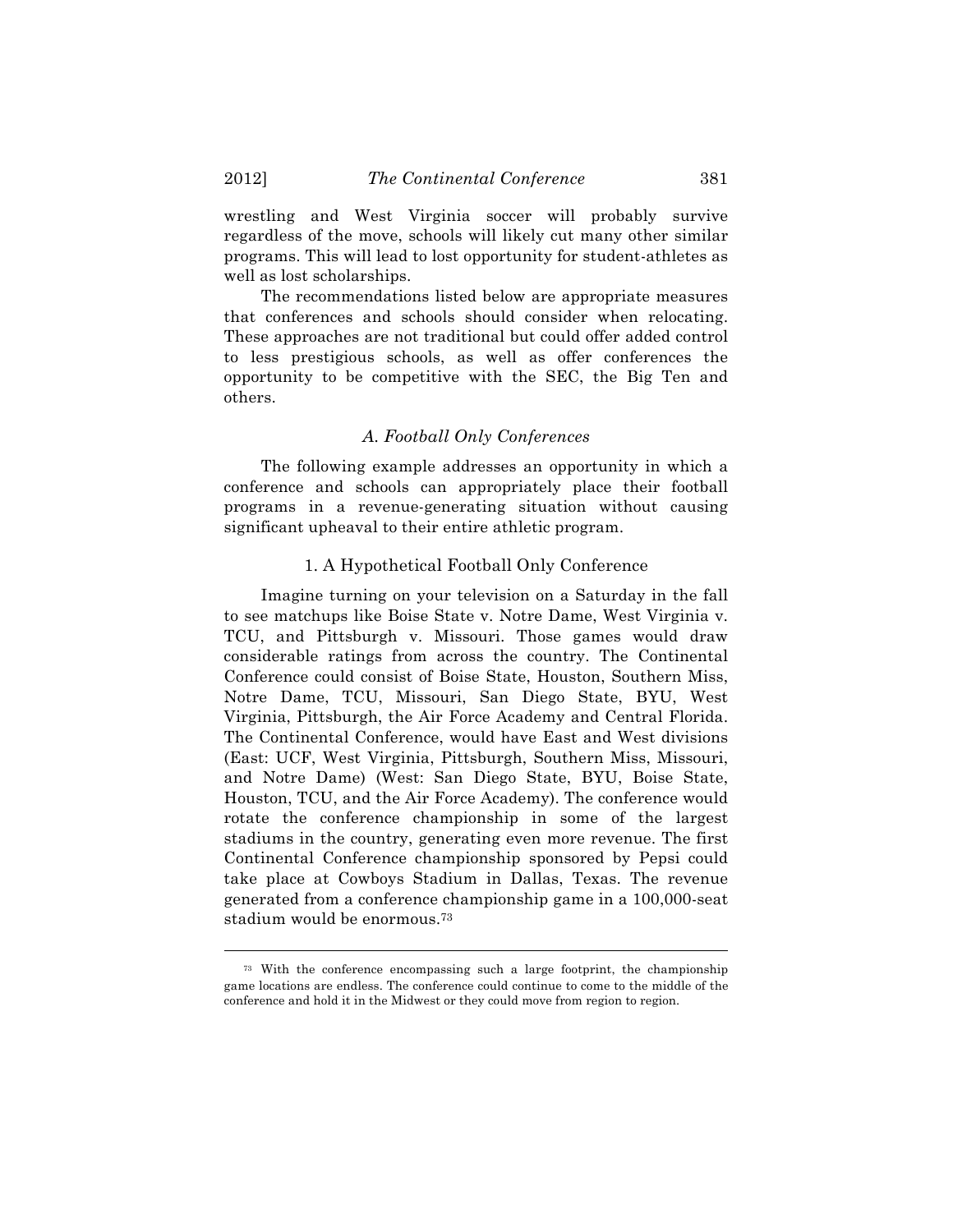wrestling and West Virginia soccer will probably survive regardless of the move, schools will likely cut many other similar programs. This will lead to lost opportunity for student-athletes as well as lost scholarships.

The recommendations listed below are appropriate measures that conferences and schools should consider when relocating. These approaches are not traditional but could offer added control to less prestigious schools, as well as offer conferences the opportunity to be competitive with the SEC, the Big Ten and others.

### *A. Football Only Conferences*

The following example addresses an opportunity in which a conference and schools can appropriately place their football programs in a revenue-generating situation without causing significant upheaval to their entire athletic program.

#### 1. A Hypothetical Football Only Conference

Imagine turning on your television on a Saturday in the fall to see matchups like Boise State v. Notre Dame, West Virginia v. TCU, and Pittsburgh v. Missouri. Those games would draw considerable ratings from across the country. The Continental Conference could consist of Boise State, Houston, Southern Miss, Notre Dame, TCU, Missouri, San Diego State, BYU, West Virginia, Pittsburgh, the Air Force Academy and Central Florida. The Continental Conference, would have East and West divisions (East: UCF, West Virginia, Pittsburgh, Southern Miss, Missouri, and Notre Dame) (West: San Diego State, BYU, Boise State, Houston, TCU, and the Air Force Academy). The conference would rotate the conference championship in some of the largest stadiums in the country, generating even more revenue. The first Continental Conference championship sponsored by Pepsi could take place at Cowboys Stadium in Dallas, Texas. The revenue generated from a conference championship game in a 100,000-seat stadium would be enormous.[73]

---

[73] With the conference encompassing such a large footprint, the championship game locations are endless. The conference could continue to come to the middle of the conference and hold it in the Midwest or they could move from region to region.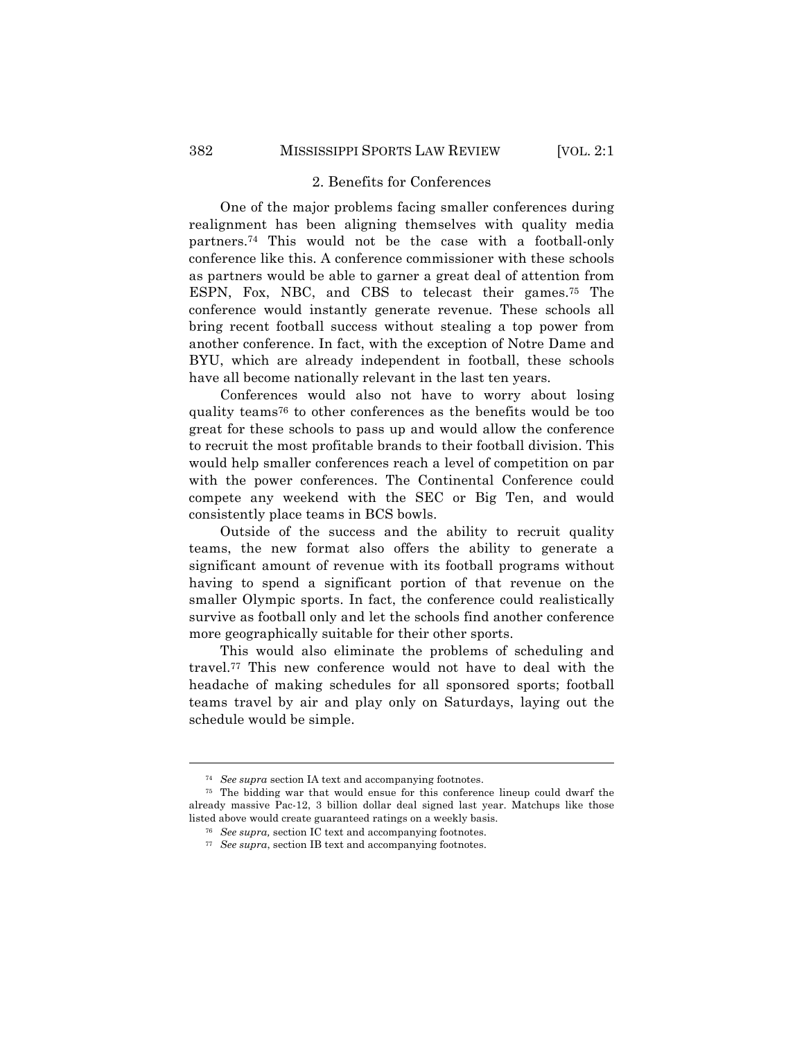### 2. Benefits for Conferences

One of the major problems facing smaller conferences during realignment has been aligning themselves with quality media partners.[74] This would not be the case with a football-only conference like this. A conference commissioner with these schools as partners would be able to garner a great deal of attention from ESPN, Fox, NBC, and CBS to telecast their games.[75] The conference would instantly generate revenue. These schools all bring recent football success without stealing a top power from another conference. In fact, with the exception of Notre Dame and BYU, which are already independent in football, these schools have all become nationally relevant in the last ten years.

Conferences would also not have to worry about losing quality teams[76] to other conferences as the benefits would be too great for these schools to pass up and would allow the conference to recruit the most profitable brands to their football division. This would help smaller conferences reach a level of competition on par with the power conferences. The Continental Conference could compete any weekend with the SEC or Big Ten, and would consistently place teams in BCS bowls.

Outside of the success and the ability to recruit quality teams, the new format also offers the ability to generate a significant amount of revenue with its football programs without having to spend a significant portion of that revenue on the smaller Olympic sports. In fact, the conference could realistically survive as football only and let the schools find another conference more geographically suitable for their other sports.

This would also eliminate the problems of scheduling and travel.[77] This new conference would not have to deal with the headache of making schedules for all sponsored sports; football teams travel by air and play only on Saturdays, laying out the schedule would be simple.

---

[74] *See supra* section IA text and accompanying footnotes.

[75] The bidding war that would ensue for this conference lineup could dwarf the already massive Pac-12, 3 billion dollar deal signed last year. Matchups like those listed above would create guaranteed ratings on a weekly basis.

[76] *See supra,* section IC text and accompanying footnotes.

[77] *See supra*, section IB text and accompanying footnotes.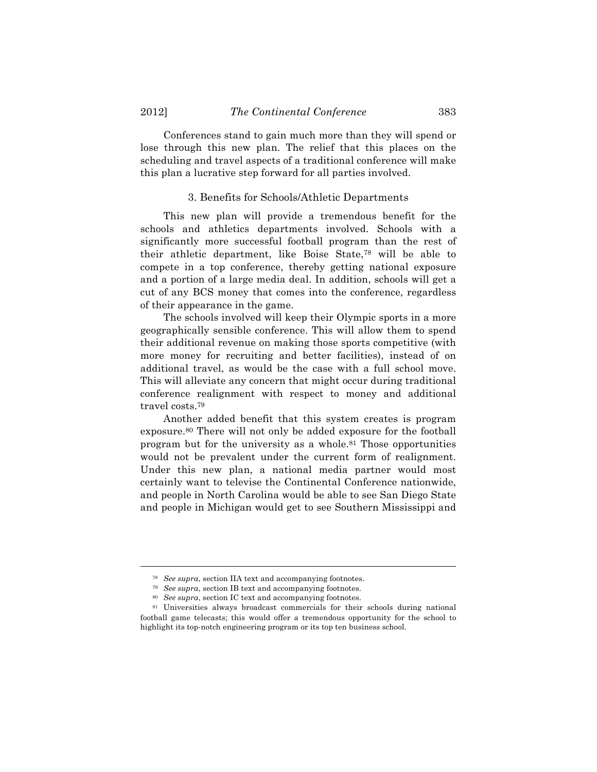Conferences stand to gain much more than they will spend or lose through this new plan. The relief that this places on the scheduling and travel aspects of a traditional conference will make this plan a lucrative step forward for all parties involved.

### 3. Benefits for Schools/Athletic Departments

This new plan will provide a tremendous benefit for the schools and athletics departments involved. Schools with a significantly more successful football program than the rest of their athletic department, like Boise State,[78] will be able to compete in a top conference, thereby getting national exposure and a portion of a large media deal. In addition, schools will get a cut of any BCS money that comes into the conference, regardless of their appearance in the game.

The schools involved will keep their Olympic sports in a more geographically sensible conference. This will allow them to spend their additional revenue on making those sports competitive (with more money for recruiting and better facilities), instead of on additional travel, as would be the case with a full school move. This will alleviate any concern that might occur during traditional conference realignment with respect to money and additional travel costs.[79]

Another added benefit that this system creates is program exposure.[80] There will not only be added exposure for the football program but for the university as a whole.[81] Those opportunities would not be prevalent under the current form of realignment. Under this new plan, a national media partner would most certainly want to televise the Continental Conference nationwide, and people in North Carolina would be able to see San Diego State and people in Michigan would get to see Southern Mississippi and

---

[78] *See supra*, section IIA text and accompanying footnotes.

[79] *See supra*, section IB text and accompanying footnotes.

[80] *See supra*, section IC text and accompanying footnotes.

[81] Universities always broadcast commercials for their schools during national football game telecasts; this would offer a tremendous opportunity for the school to highlight its top-notch engineering program or its top ten business school.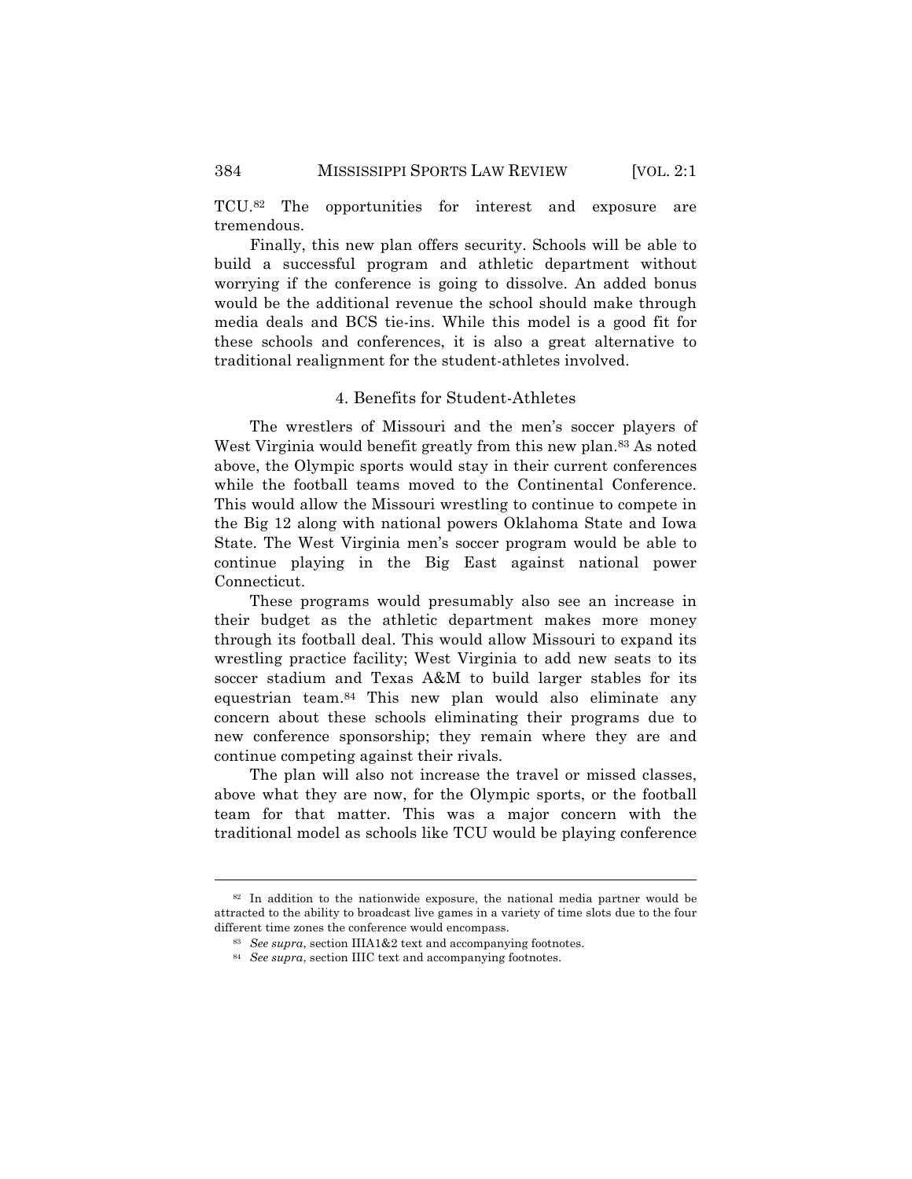TCU.[82] The opportunities for interest and exposure are tremendous.

Finally, this new plan offers security. Schools will be able to build a successful program and athletic department without worrying if the conference is going to dissolve. An added bonus would be the additional revenue the school should make through media deals and BCS tie-ins. While this model is a good fit for these schools and conferences, it is also a great alternative to traditional realignment for the student-athletes involved.

#### 4. Benefits for Student-Athletes

The wrestlers of Missouri and the men's soccer players of West Virginia would benefit greatly from this new plan.[83] As noted above, the Olympic sports would stay in their current conferences while the football teams moved to the Continental Conference. This would allow the Missouri wrestling to continue to compete in the Big 12 along with national powers Oklahoma State and Iowa State. The West Virginia men's soccer program would be able to continue playing in the Big East against national power Connecticut.

These programs would presumably also see an increase in their budget as the athletic department makes more money through its football deal. This would allow Missouri to expand its wrestling practice facility; West Virginia to add new seats to its soccer stadium and Texas A&M to build larger stables for its equestrian team.[84] This new plan would also eliminate any concern about these schools eliminating their programs due to new conference sponsorship; they remain where they are and continue competing against their rivals.

The plan will also not increase the travel or missed classes, above what they are now, for the Olympic sports, or the football team for that matter. This was a major concern with the traditional model as schools like TCU would be playing conference

---

[82] In addition to the nationwide exposure, the national media partner would be attracted to the ability to broadcast live games in a variety of time slots due to the four different time zones the conference would encompass.

[83] *See supra*, section IIIA1&2 text and accompanying footnotes.

[84] *See supra*, section IIIC text and accompanying footnotes.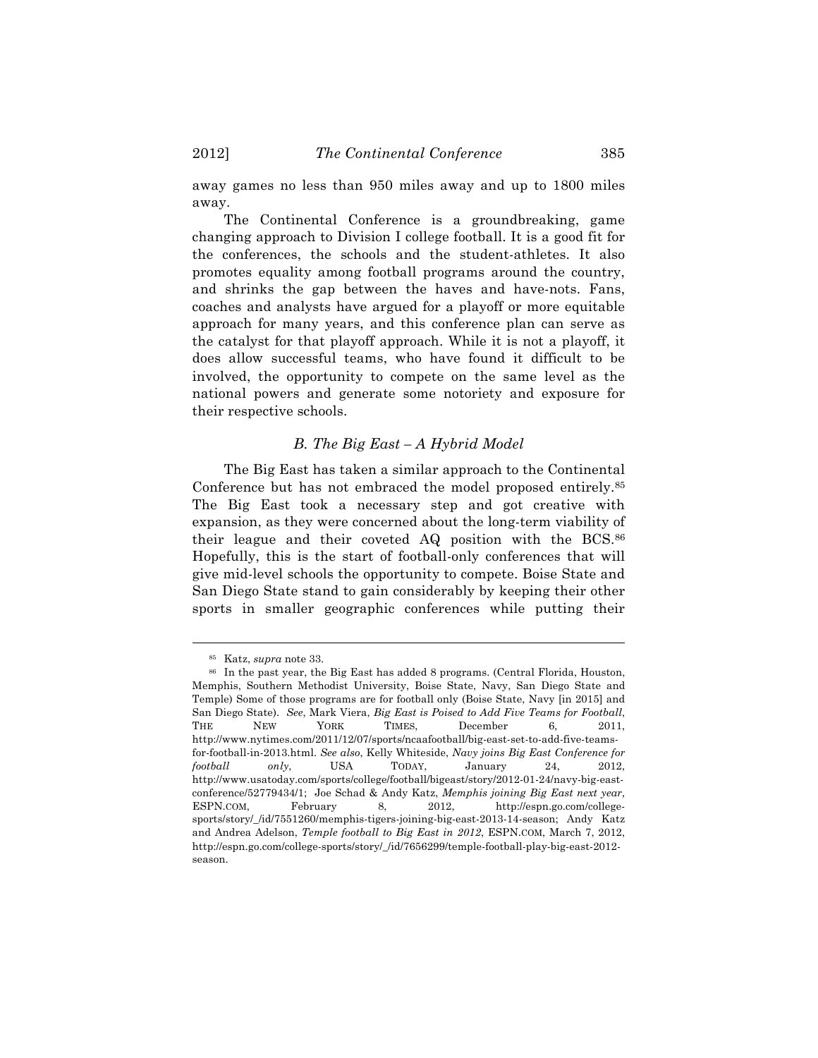away games no less than 950 miles away and up to 1800 miles away.

The Continental Conference is a groundbreaking, game changing approach to Division I college football. It is a good fit for the conferences, the schools and the student-athletes. It also promotes equality among football programs around the country, and shrinks the gap between the haves and have-nots. Fans, coaches and analysts have argued for a playoff or more equitable approach for many years, and this conference plan can serve as the catalyst for that playoff approach. While it is not a playoff, it does allow successful teams, who have found it difficult to be involved, the opportunity to compete on the same level as the national powers and generate some notoriety and exposure for their respective schools.

### *B. The Big East – A Hybrid Model*

The Big East has taken a similar approach to the Continental Conference but has not embraced the model proposed entirely.[85] The Big East took a necessary step and got creative with expansion, as they were concerned about the long-term viability of their league and their coveted AQ position with the BCS.[86] Hopefully, this is the start of football-only conferences that will give mid-level schools the opportunity to compete. Boise State and San Diego State stand to gain considerably by keeping their other sports in smaller geographic conferences while putting their

---

[85] Katz, *supra* note 33.

[86] In the past year, the Big East has added 8 programs. (Central Florida, Houston, Memphis, Southern Methodist University, Boise State, Navy, San Diego State and Temple) Some of those programs are for football only (Boise State, Navy [in 2015] and San Diego State). *See*, Mark Viera, *Big East is Poised to Add Five Teams for Football*, THE NEW YORK TIMES, December 6, 2011, http://www.nytimes.com/2011/12/07/sports/ncaafootball/big-east-set-to-add-five-teams-for-football-in-2013.html. *See also*, Kelly Whiteside, *Navy joins Big East Conference for football only*, USA TODAY, January 24, 2012, http://www.usatoday.com/sports/college/football/bigeast/story/2012-01-24/navy-big-east-conference/52779434/1; Joe Schad & Andy Katz, *Memphis joining Big East next year*, ESPN.COM, February 8, 2012, http://espn.go.com/college-sports/story/_/id/7551260/memphis-tigers-joining-big-east-2013-14-season; Andy Katz and Andrea Adelson, *Temple football to Big East in 2012*, ESPN.COM, March 7, 2012, http://espn.go.com/college-sports/story/_/id/7656299/temple-football-play-big-east-2012-season.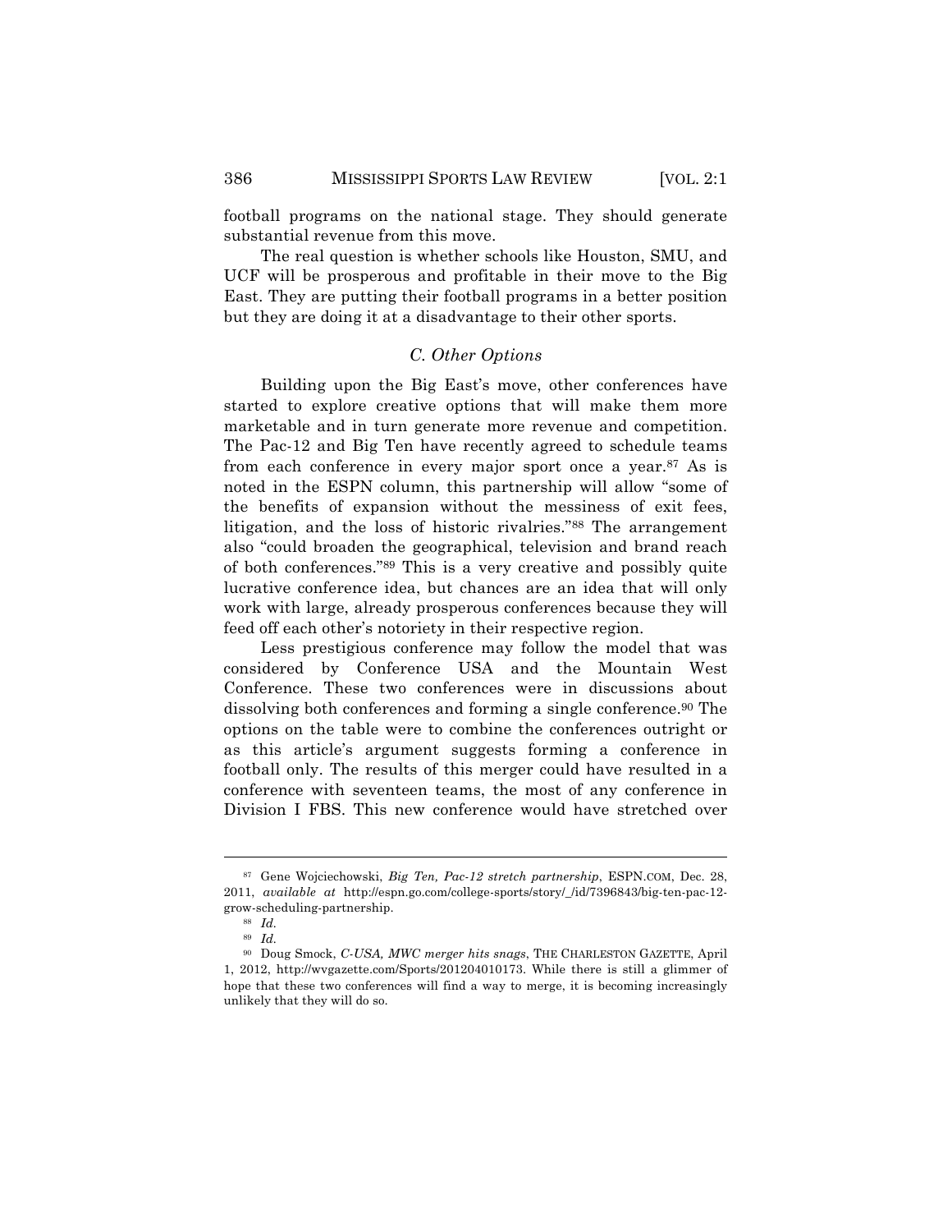football programs on the national stage. They should generate substantial revenue from this move.

The real question is whether schools like Houston, SMU, and UCF will be prosperous and profitable in their move to the Big East. They are putting their football programs in a better position but they are doing it at a disadvantage to their other sports.

### *C. Other Options*

Building upon the Big East's move, other conferences have started to explore creative options that will make them more marketable and in turn generate more revenue and competition. The Pac-12 and Big Ten have recently agreed to schedule teams from each conference in every major sport once a year.[87] As is noted in the ESPN column, this partnership will allow "some of the benefits of expansion without the messiness of exit fees, litigation, and the loss of historic rivalries."[88] The arrangement also "could broaden the geographical, television and brand reach of both conferences."[89] This is a very creative and possibly quite lucrative conference idea, but chances are an idea that will only work with large, already prosperous conferences because they will feed off each other's notoriety in their respective region.

Less prestigious conference may follow the model that was considered by Conference USA and the Mountain West Conference. These two conferences were in discussions about dissolving both conferences and forming a single conference.[90] The options on the table were to combine the conferences outright or as this article's argument suggests forming a conference in football only. The results of this merger could have resulted in a conference with seventeen teams, the most of any conference in Division I FBS. This new conference would have stretched over

---

[87] Gene Wojciechowski, *Big Ten, Pac-12 stretch partnership*, ESPN.COM, Dec. 28, 2011, *available at* http://espn.go.com/college-sports/story/_/id/7396843/big-ten-pac-12-grow-scheduling-partnership.

[88] *Id.*

[89] *Id.*

[90] Doug Smock, *C-USA, MWC merger hits snags*, THE CHARLESTON GAZETTE, April 1, 2012, http://wvgazette.com/Sports/201204010173. While there is still a glimmer of hope that these two conferences will find a way to merge, it is becoming increasingly unlikely that they will do so.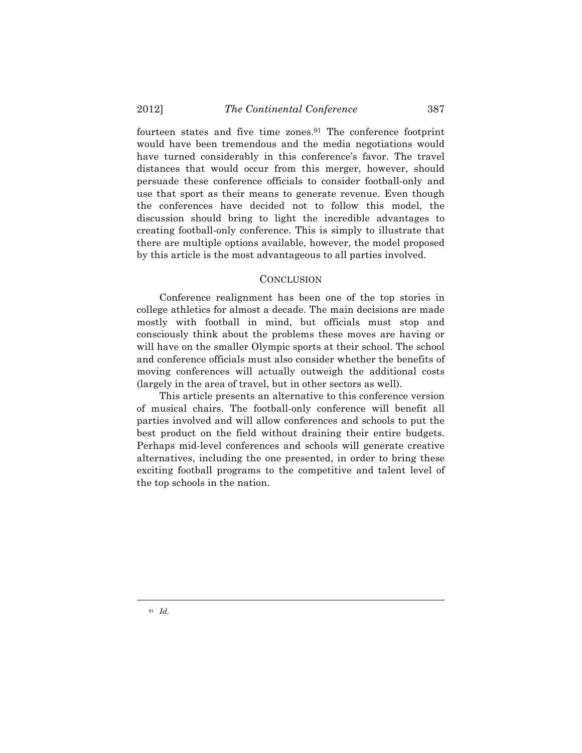fourteen states and five time zones.[91] The conference footprint would have been tremendous and the media negotiations would have turned considerably in this conference's favor. The travel distances that would occur from this merger, however, should persuade these conference officials to consider football-only and use that sport as their means to generate revenue. Even though the conferences have decided not to follow this model, the discussion should bring to light the incredible advantages to creating football-only conference. This is simply to illustrate that there are multiple options available, however, the model proposed by this article is the most advantageous to all parties involved.

## CONCLUSION

Conference realignment has been one of the top stories in college athletics for almost a decade. The main decisions are made mostly with football in mind, but officials must stop and consciously think about the problems these moves are having or will have on the smaller Olympic sports at their school. The school and conference officials must also consider whether the benefits of moving conferences will actually outweigh the additional costs (largely in the area of travel, but in other sectors as well).

This article presents an alternative to this conference version of musical chairs. The football-only conference will benefit all parties involved and will allow conferences and schools to put the best product on the field without draining their entire budgets. Perhaps mid-level conferences and schools will generate creative alternatives, including the one presented, in order to bring these exciting football programs to the competitive and talent level of the top schools in the nation.

---

[91] *Id.*